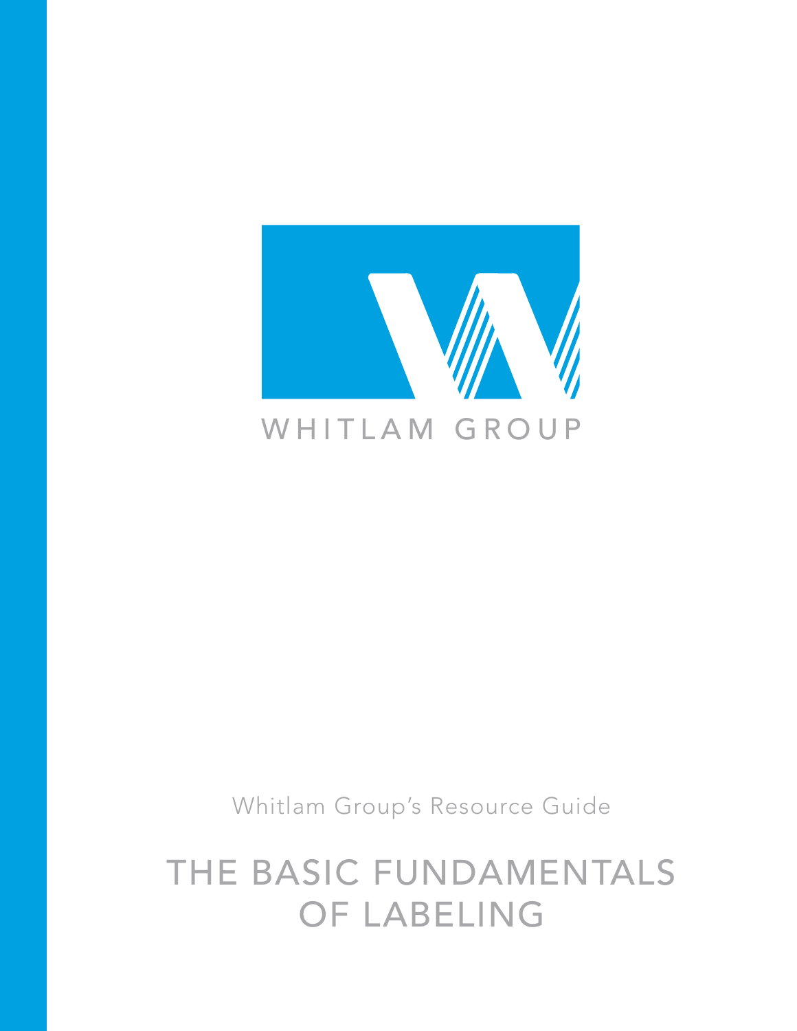WHITLAM GROUP

Whitlam Group's Resource Guide

# THE BASIC FUNDAMENTALS OF LABELING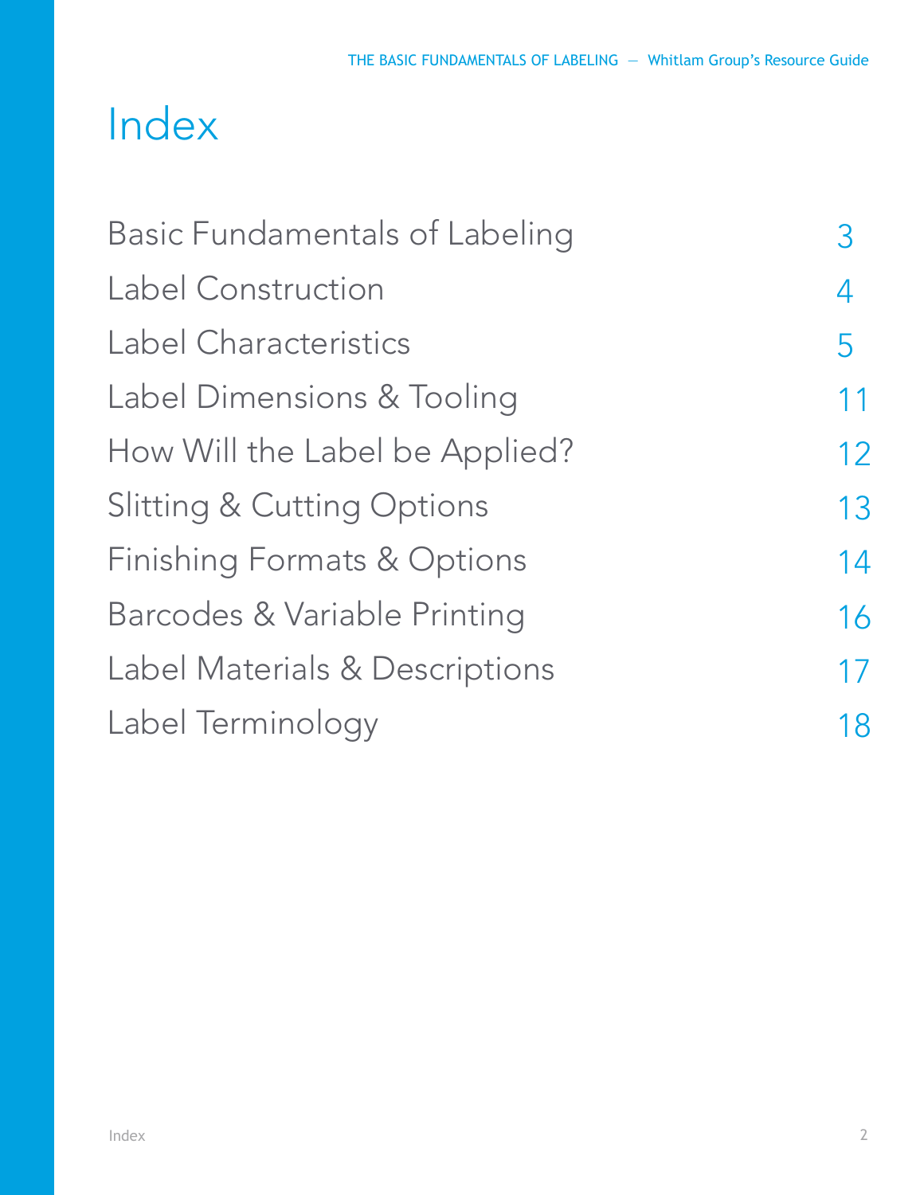# Index

| | |
|---|---|
| Basic Fundamentals of Labeling | 3 |
| Label Construction | 4 |
| Label Characteristics | 5 |
| Label Dimensions & Tooling | 11 |
| How Will the Label be Applied? | 12 |
| Slitting & Cutting Options | 13 |
| Finishing Formats & Options | 14 |
| Barcodes & Variable Printing | 16 |
| Label Materials & Descriptions | 17 |
| Label Terminology | 18 |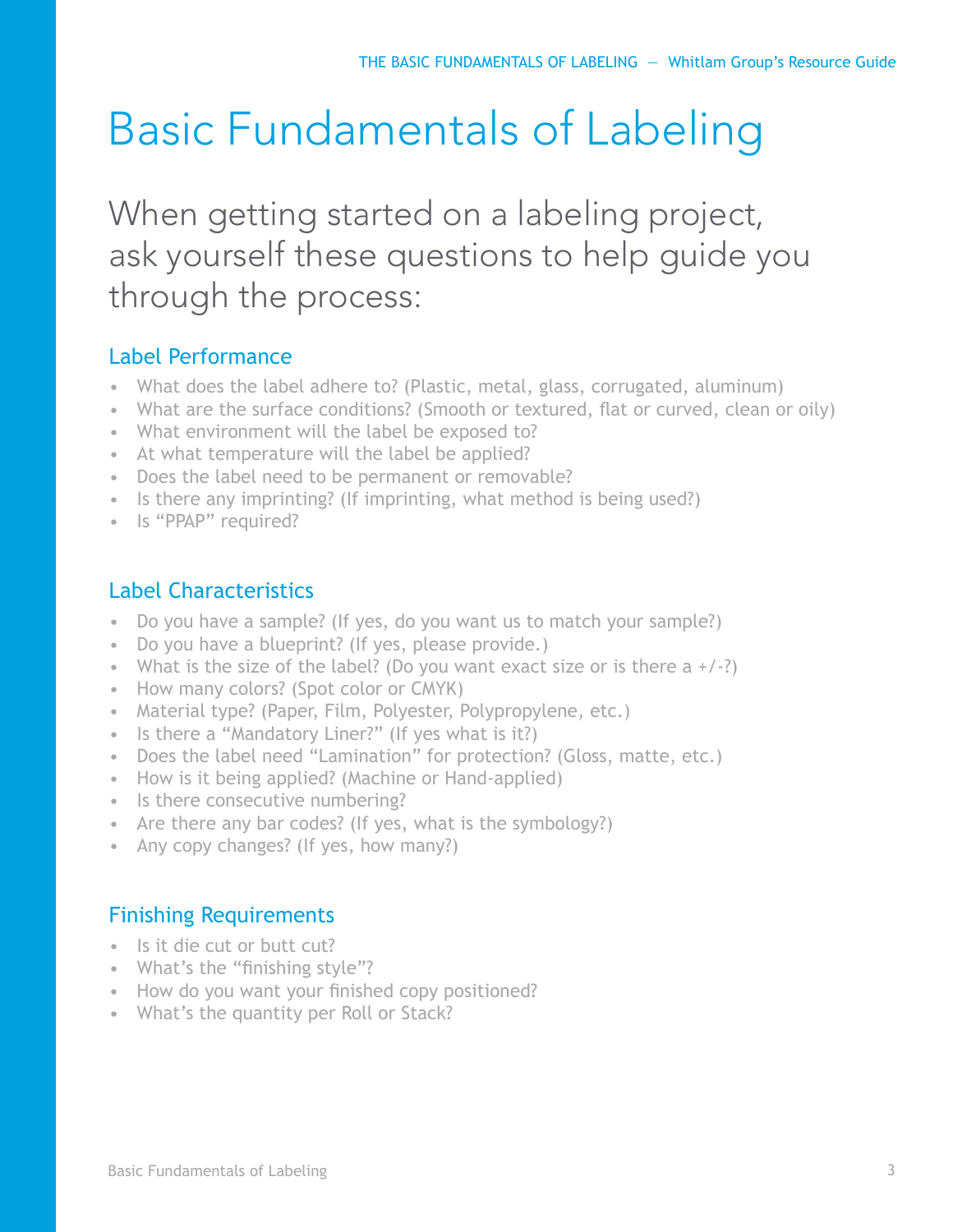# Basic Fundamentals of Labeling

When getting started on a labeling project, ask yourself these questions to help guide you through the process:

## Label Performance

- What does the label adhere to? (Plastic, metal, glass, corrugated, aluminum)
- What are the surface conditions? (Smooth or textured, flat or curved, clean or oily)
- What environment will the label be exposed to?
- At what temperature will the label be applied?
- Does the label need to be permanent or removable?
- Is there any imprinting? (If imprinting, what method is being used?)
- Is "PPAP" required?

## Label Characteristics

- Do you have a sample? (If yes, do you want us to match your sample?)
- Do you have a blueprint? (If yes, please provide.)
- What is the size of the label? (Do you want exact size or is there a +/-?)
- How many colors? (Spot color or CMYK)
- Material type? (Paper, Film, Polyester, Polypropylene, etc.)
- Is there a "Mandatory Liner?" (If yes what is it?)
- Does the label need "Lamination" for protection? (Gloss, matte, etc.)
- How is it being applied? (Machine or Hand-applied)
- Is there consecutive numbering?
- Are there any bar codes? (If yes, what is the symbology?)
- Any copy changes? (If yes, how many?)

## Finishing Requirements

- Is it die cut or butt cut?
- What's the "finishing style"?
- How do you want your finished copy positioned?
- What's the quantity per Roll or Stack?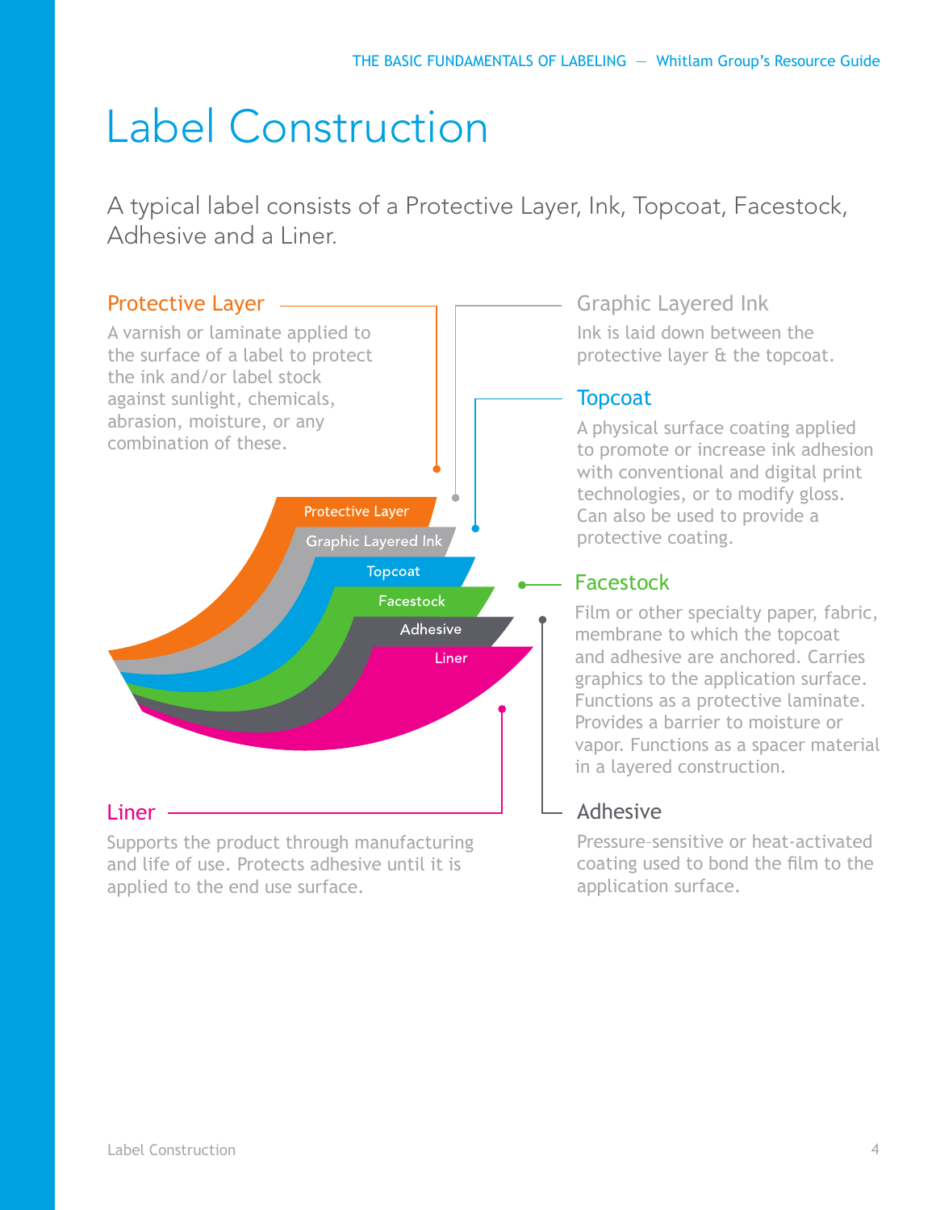# Label Construction

A typical label consists of a Protective Layer, Ink, Topcoat, Facestock, Adhesive and a Liner.

### Protective Layer

A varnish or laminate applied to the surface of a label to protect the ink and/or label stock against sunlight, chemicals, abrasion, moisture, or any combination of these.

### Graphic Layered Ink

Ink is laid down between the protective layer & the topcoat.

### Topcoat

A physical surface coating applied to promote or increase ink adhesion with conventional and digital print technologies, or to modify gloss. Can also be used to provide a protective coating.

### Facestock

Film or other specialty paper, fabric, membrane to which the topcoat and adhesive are anchored. Carries graphics to the application surface. Functions as a protective laminate. Provides a barrier to moisture or vapor. Functions as a spacer material in a layered construction.

### Adhesive

Pressure-sensitive or heat-activated coating used to bond the film to the application surface.

### Liner

Supports the product through manufacturing and life of use. Protects adhesive until it is applied to the end use surface.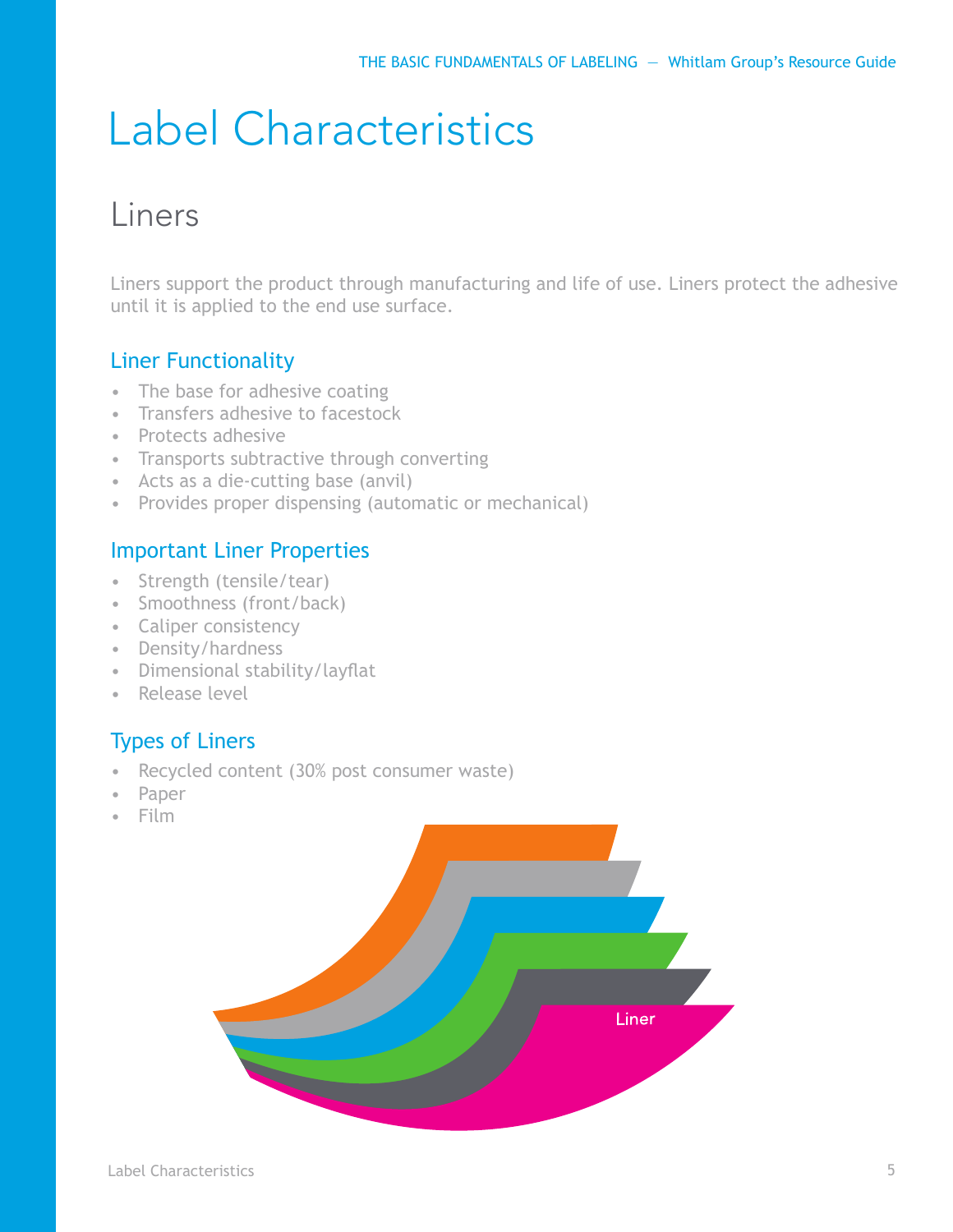# Label Characteristics

## Liners

Liners support the product through manufacturing and life of use. Liners protect the adhesive until it is applied to the end use surface.

### Liner Functionality

- The base for adhesive coating
- Transfers adhesive to facestock
- Protects adhesive
- Transports subtractive through converting
- Acts as a die-cutting base (anvil)
- Provides proper dispensing (automatic or mechanical)

### Important Liner Properties

- Strength (tensile/tear)
- Smoothness (front/back)
- Caliper consistency
- Density/hardness
- Dimensional stability/layflat
- Release level

### Types of Liners

- Recycled content (30% post consumer waste)
- Paper
- Film

Liner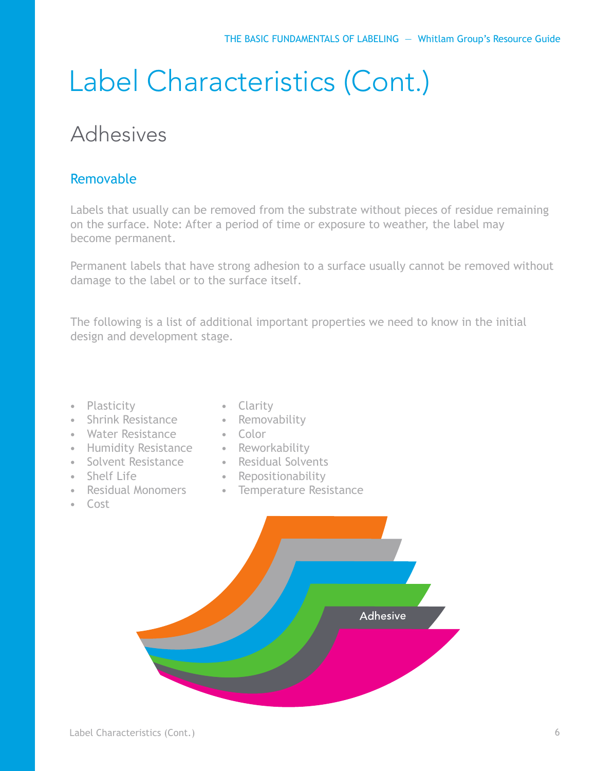# Label Characteristics (Cont.)

## Adhesives

### Removable

Labels that usually can be removed from the substrate without pieces of residue remaining on the surface. Note: After a period of time or exposure to weather, the label may become permanent.

Permanent labels that have strong adhesion to a surface usually cannot be removed without damage to the label or to the surface itself.

The following is a list of additional important properties we need to know in the initial design and development stage.

- Plasticity
- Shrink Resistance
- Water Resistance
- Humidity Resistance
- Solvent Resistance
- Shelf Life
- Residual Monomers
- Cost
- Clarity
- Removability
- Color
- Reworkability
- Residual Solvents
- Repositionability
- Temperature Resistance

Adhesive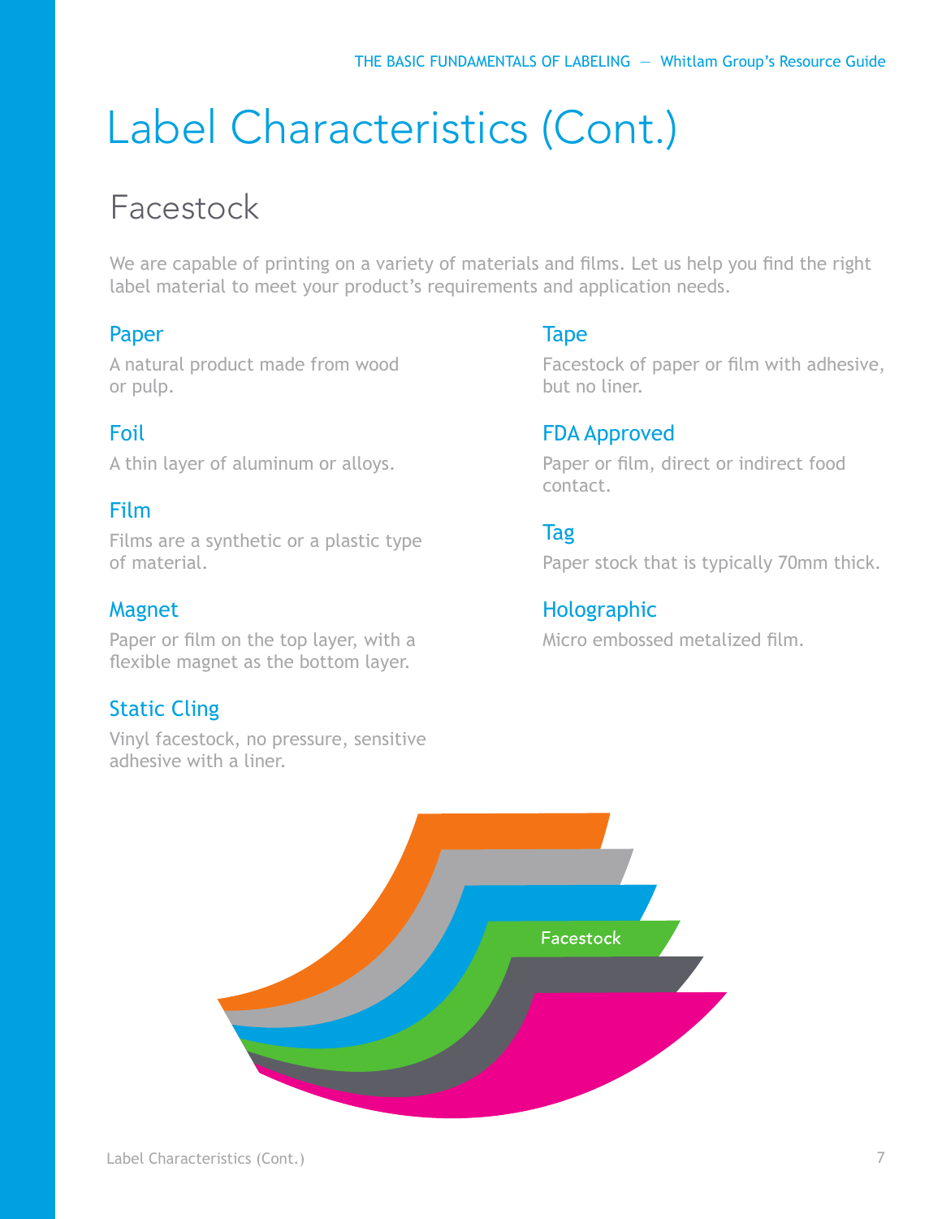# Label Characteristics (Cont.)

## Facestock

We are capable of printing on a variety of materials and films. Let us help you find the right label material to meet your product's requirements and application needs.

### Paper

A natural product made from wood or pulp.

### Foil

A thin layer of aluminum or alloys.

### Film

Films are a synthetic or a plastic type of material.

### Magnet

Paper or film on the top layer, with a flexible magnet as the bottom layer.

### Static Cling

Vinyl facestock, no pressure, sensitive adhesive with a liner.

### Tape

Facestock of paper or film with adhesive, but no liner.

### FDA Approved

Paper or film, direct or indirect food contact.

### Tag

Paper stock that is typically 70mm thick.

### Holographic

Micro embossed metalized film.

Facestock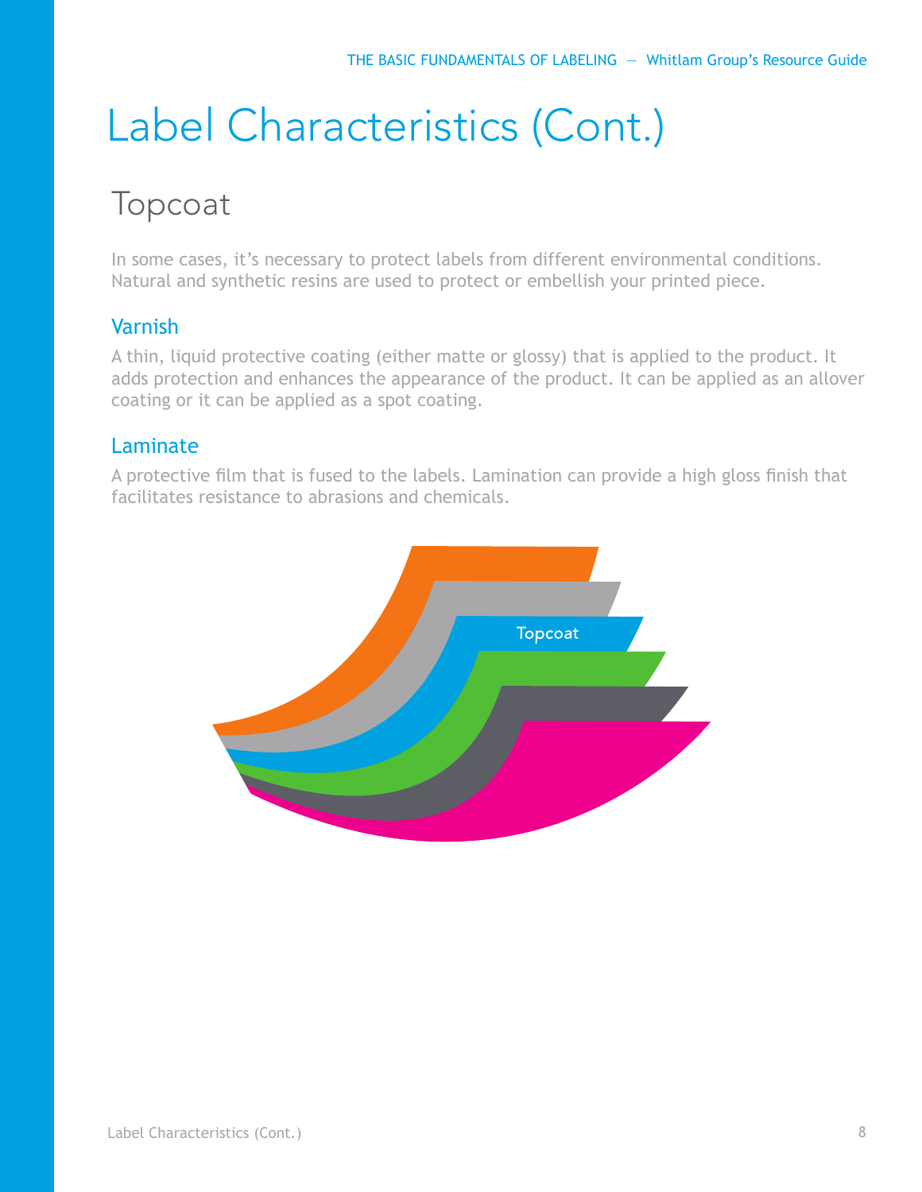# Label Characteristics (Cont.)

## Topcoat

In some cases, it's necessary to protect labels from different environmental conditions. Natural and synthetic resins are used to protect or embellish your printed piece.

### Varnish

A thin, liquid protective coating (either matte or glossy) that is applied to the product. It adds protection and enhances the appearance of the product. It can be applied as an allover coating or it can be applied as a spot coating.

### Laminate

A protective film that is fused to the labels. Lamination can provide a high gloss finish that facilitates resistance to abrasions and chemicals.

Topcoat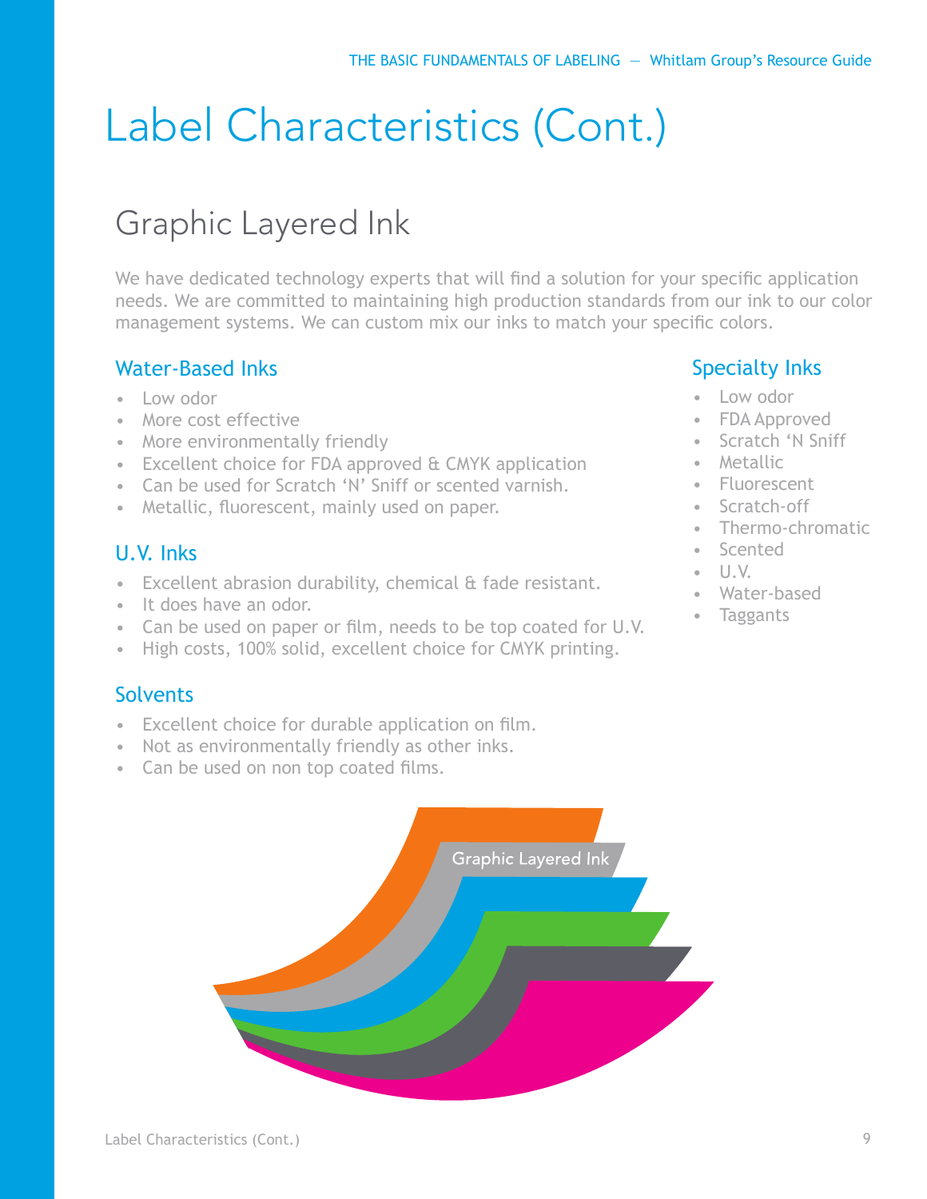# Label Characteristics (Cont.)

## Graphic Layered Ink

We have dedicated technology experts that will find a solution for your specific application needs. We are committed to maintaining high production standards from our ink to our color management systems. We can custom mix our inks to match your specific colors.

### Water-Based Inks

- Low odor
- More cost effective
- More environmentally friendly
- Excellent choice for FDA approved & CMYK application
- Can be used for Scratch 'N' Sniff or scented varnish.
- Metallic, fluorescent, mainly used on paper.

### U.V. Inks

- Excellent abrasion durability, chemical & fade resistant.
- It does have an odor.
- Can be used on paper or film, needs to be top coated for U.V.
- High costs, 100% solid, excellent choice for CMYK printing.

### Solvents

- Excellent choice for durable application on film.
- Not as environmentally friendly as other inks.
- Can be used on non top coated films.

### Specialty Inks

- Low odor
- FDA Approved
- Scratch 'N Sniff
- Metallic
- Fluorescent
- Scratch-off
- Thermo-chromatic
- Scented
- U.V.
- Water-based
- Taggants

Graphic Layered Ink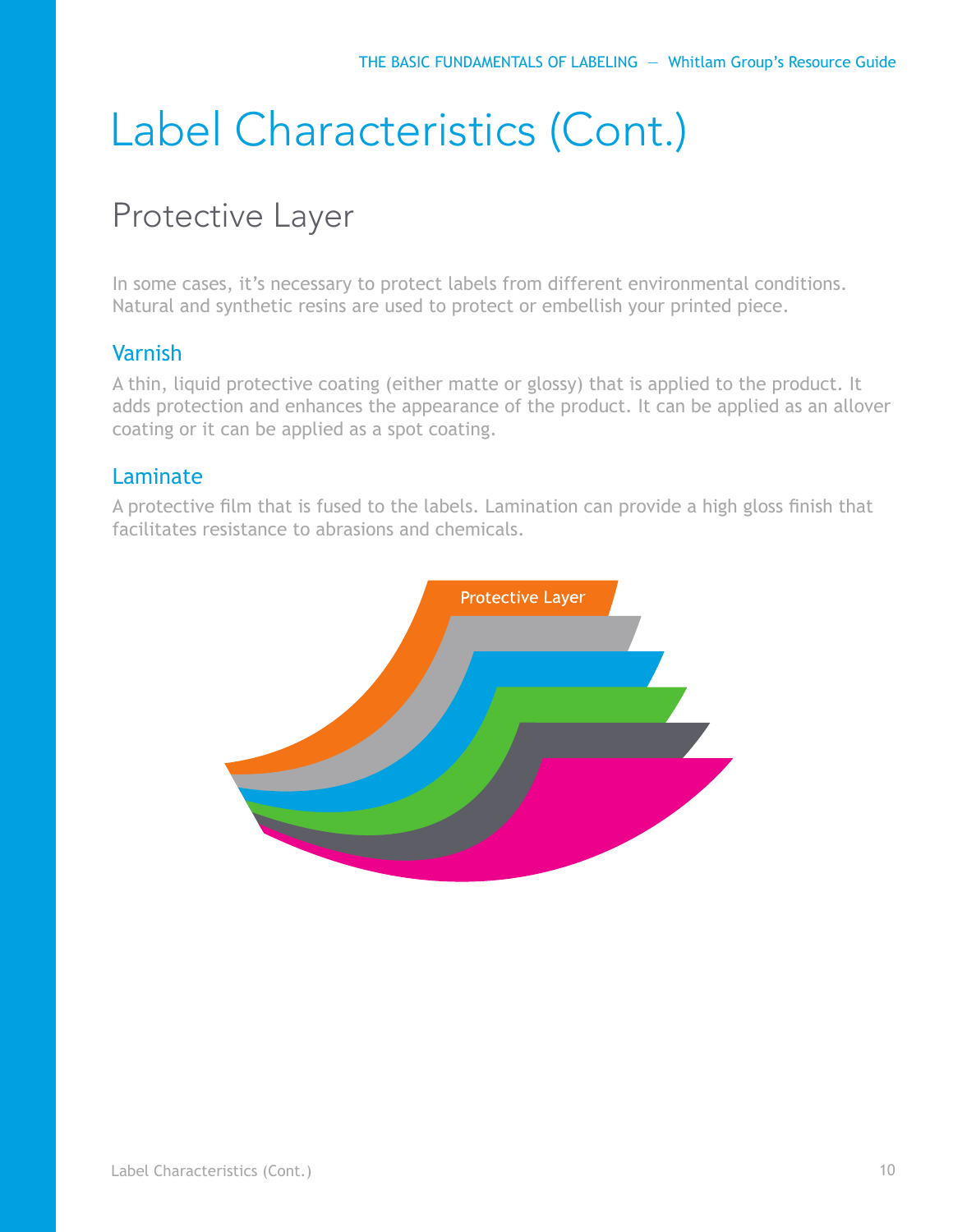# Label Characteristics (Cont.)

## Protective Layer

In some cases, it's necessary to protect labels from different environmental conditions. Natural and synthetic resins are used to protect or embellish your printed piece.

### Varnish

A thin, liquid protective coating (either matte or glossy) that is applied to the product. It adds protection and enhances the appearance of the product. It can be applied as an allover coating or it can be applied as a spot coating.

### Laminate

A protective film that is fused to the labels. Lamination can provide a high gloss finish that facilitates resistance to abrasions and chemicals.

Protective Layer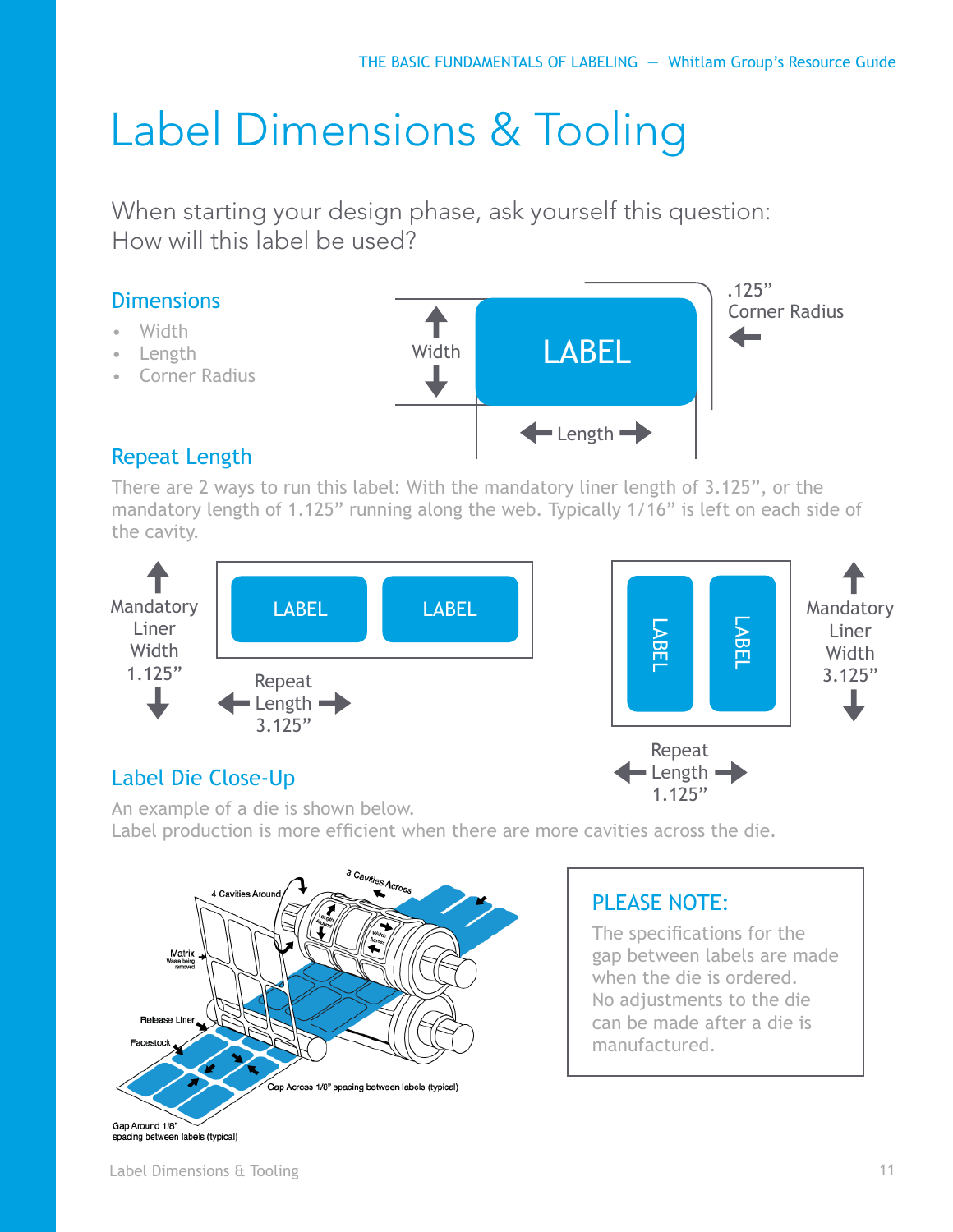# Label Dimensions & Tooling

When starting your design phase, ask yourself this question:
How will this label be used?

## Dimensions

- Width
- Length
- Corner Radius

## Repeat Length

There are 2 ways to run this label: With the mandatory liner length of 3.125”, or the mandatory length of 1.125” running along the web. Typically 1/16” is left on each side of the cavity.

## Label Die Close-Up

An example of a die is shown below.
Label production is more efficient when there are more cavities across the die.

**PLEASE NOTE:**

The specifications for the gap between labels are made when the die is ordered. No adjustments to the die can be made after a die is manufactured.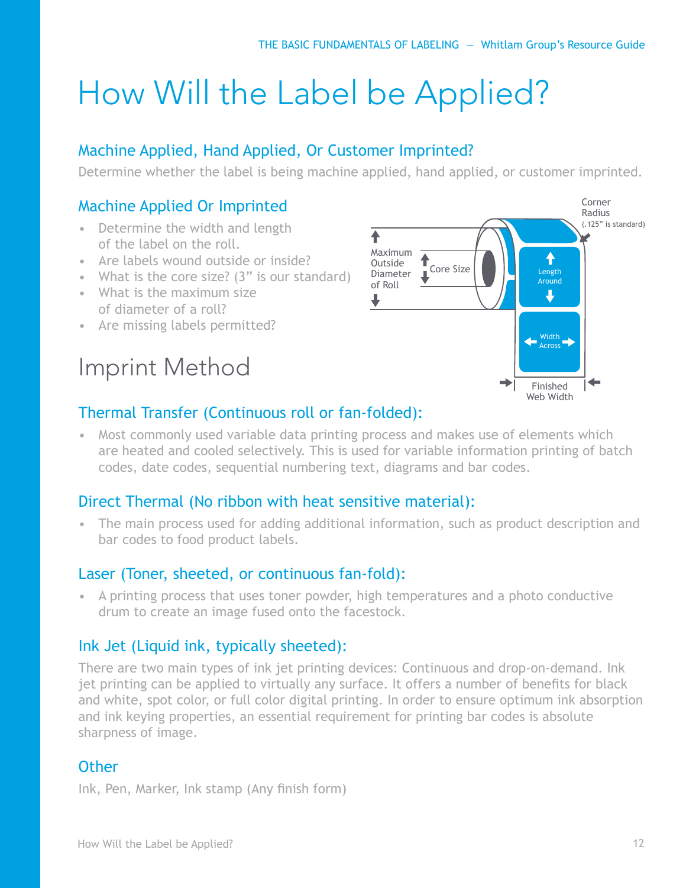# How Will the Label be Applied?

## Machine Applied, Hand Applied, Or Customer Imprinted?

Determine whether the label is being machine applied, hand applied, or customer imprinted.

## Machine Applied Or Imprinted

- Determine the width and length of the label on the roll.
- Are labels wound outside or inside?
- What is the core size? (3" is our standard)
- What is the maximum size of diameter of a roll?
- Are missing labels permitted?

Maximum Outside Diameter of Roll

Core Size

Corner Radius (.125" is standard)

Length Around

Width Across

Finished Web Width

# Imprint Method

## Thermal Transfer (Continuous roll or fan-folded):

- Most commonly used variable data printing process and makes use of elements which are heated and cooled selectively. This is used for variable information printing of batch codes, date codes, sequential numbering text, diagrams and bar codes.

## Direct Thermal (No ribbon with heat sensitive material):

- The main process used for adding additional information, such as product description and bar codes to food product labels.

## Laser (Toner, sheeted, or continuous fan-fold):

- A printing process that uses toner powder, high temperatures and a photo conductive drum to create an image fused onto the facestock.

## Ink Jet (Liquid ink, typically sheeted):

There are two main types of ink jet printing devices: Continuous and drop-on-demand. Ink jet printing can be applied to virtually any surface. It offers a number of benefits for black and white, spot color, or full color digital printing. In order to ensure optimum ink absorption and ink keying properties, an essential requirement for printing bar codes is absolute sharpness of image.

## Other

Ink, Pen, Marker, Ink stamp (Any finish form)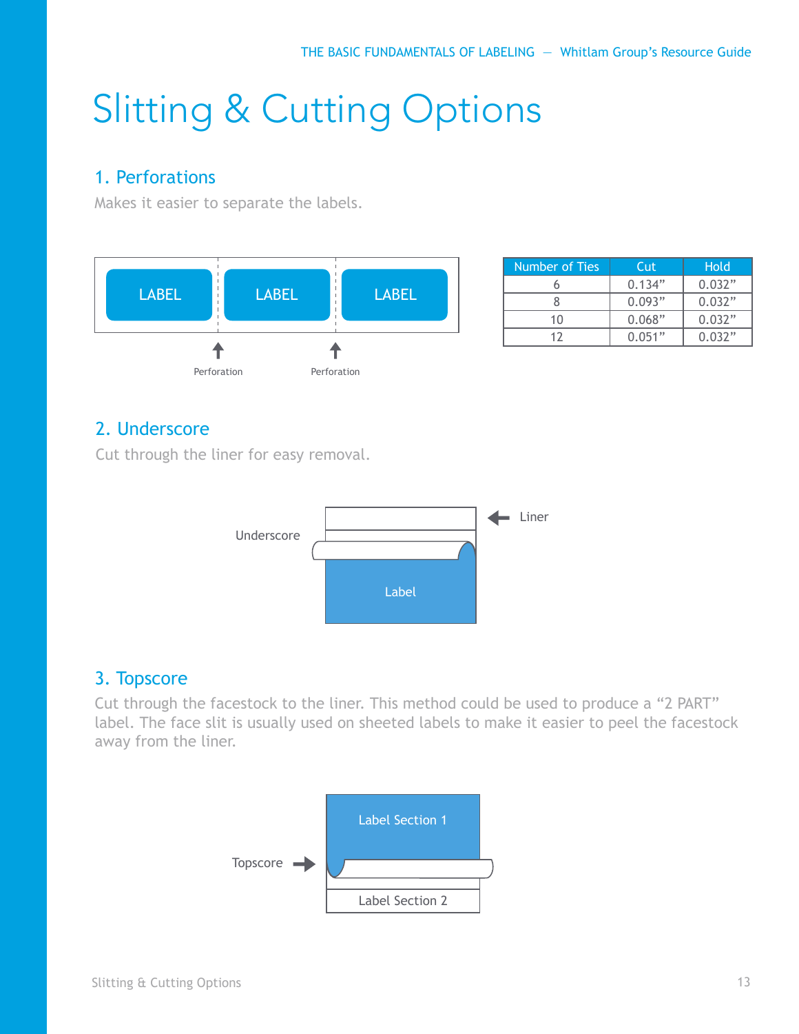# Slitting & Cutting Options

## 1. Perforations

Makes it easier to separate the labels.

LABEL | LABEL | LABEL

Perforation    Perforation

| Number of Ties | Cut | Hold |
|---|---|---|
| 6 | 0.134” | 0.032” |
| 8 | 0.093” | 0.032” |
| 10 | 0.068” | 0.032” |
| 12 | 0.051” | 0.032” |

## 2. Underscore

Cut through the liner for easy removal.

Underscore — Liner — Label

## 3. Topscore

Cut through the facestock to the liner. This method could be used to produce a “2 PART” label. The face slit is usually used on sheeted labels to make it easier to peel the facestock away from the liner.

Topscore — Label Section 1 — Label Section 2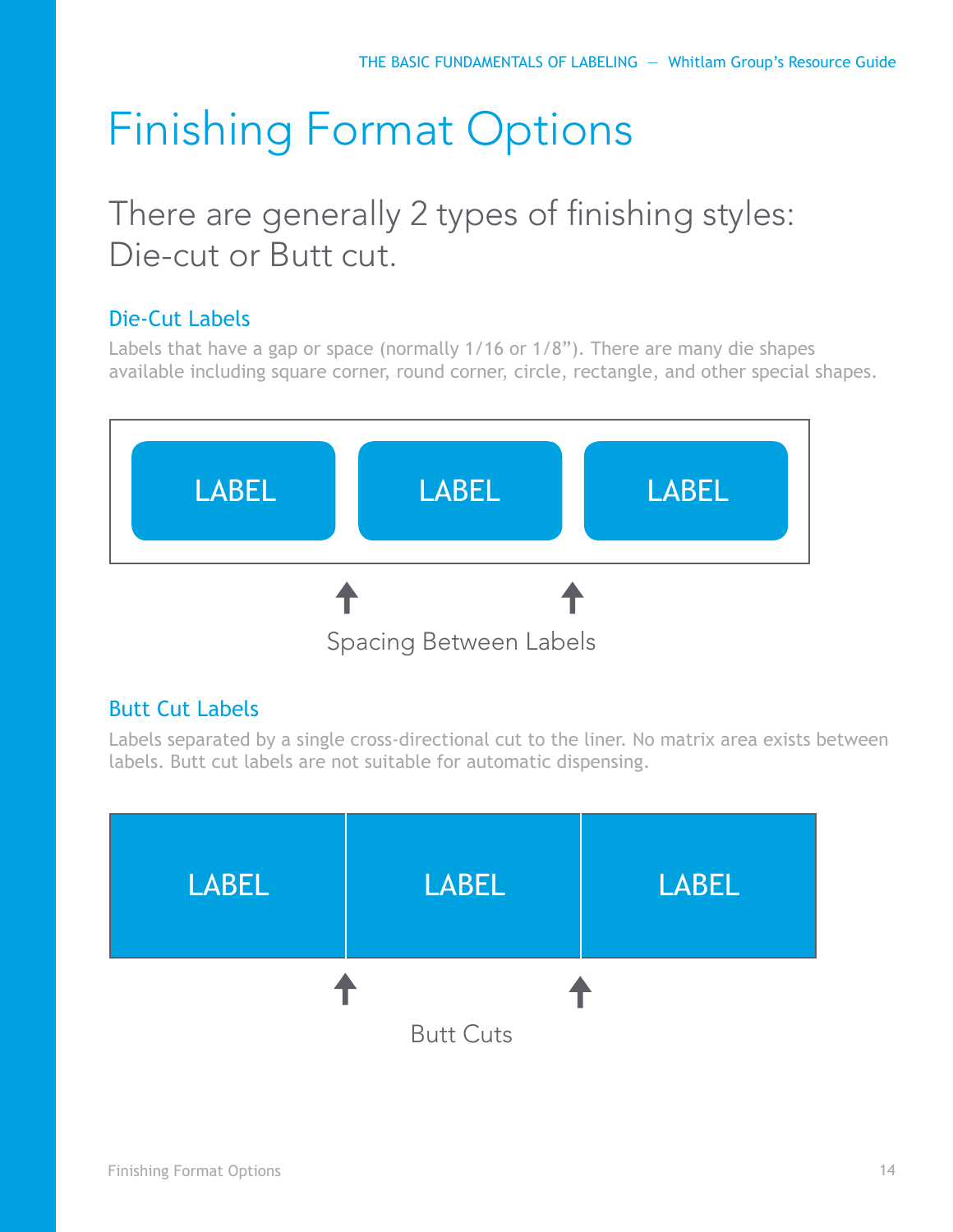# Finishing Format Options

## There are generally 2 types of finishing styles: Die-cut or Butt cut.

### Die-Cut Labels

Labels that have a gap or space (normally 1/16 or 1/8"). There are many die shapes available including square corner, round corner, circle, rectangle, and other special shapes.

LABEL LABEL LABEL

Spacing Between Labels

### Butt Cut Labels

Labels separated by a single cross-directional cut to the liner. No matrix area exists between labels. Butt cut labels are not suitable for automatic dispensing.

LABEL LABEL LABEL

Butt Cuts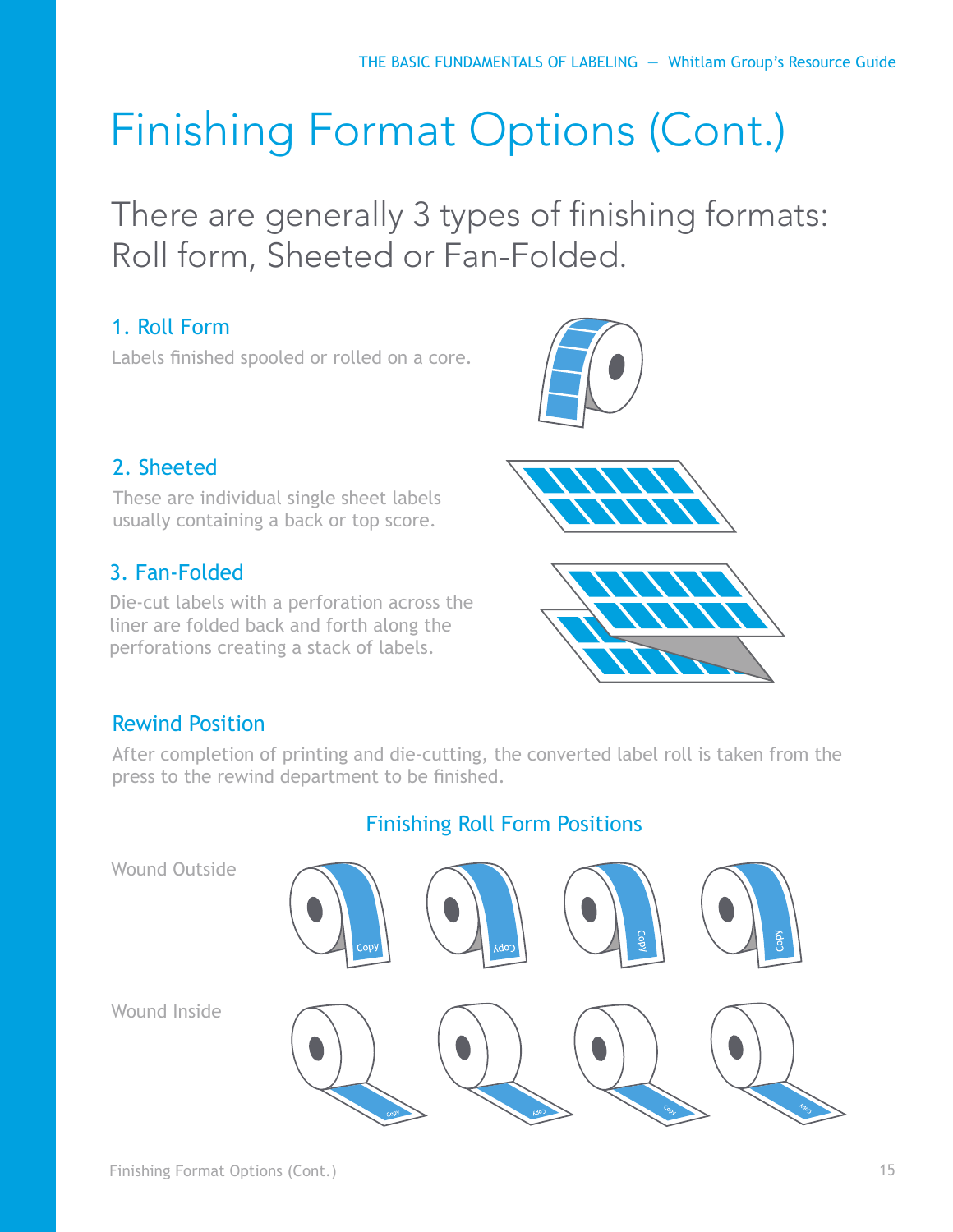# Finishing Format Options (Cont.)

## There are generally 3 types of finishing formats: Roll form, Sheeted or Fan-Folded.

### 1. Roll Form

Labels finished spooled or rolled on a core.

### 2. Sheeted

These are individual single sheet labels usually containing a back or top score.

### 3. Fan-Folded

Die-cut labels with a perforation across the liner are folded back and forth along the perforations creating a stack of labels.

### Rewind Position

After completion of printing and die-cutting, the converted label roll is taken from the press to the rewind department to be finished.

### Finishing Roll Form Positions

Wound Outside

Wound Inside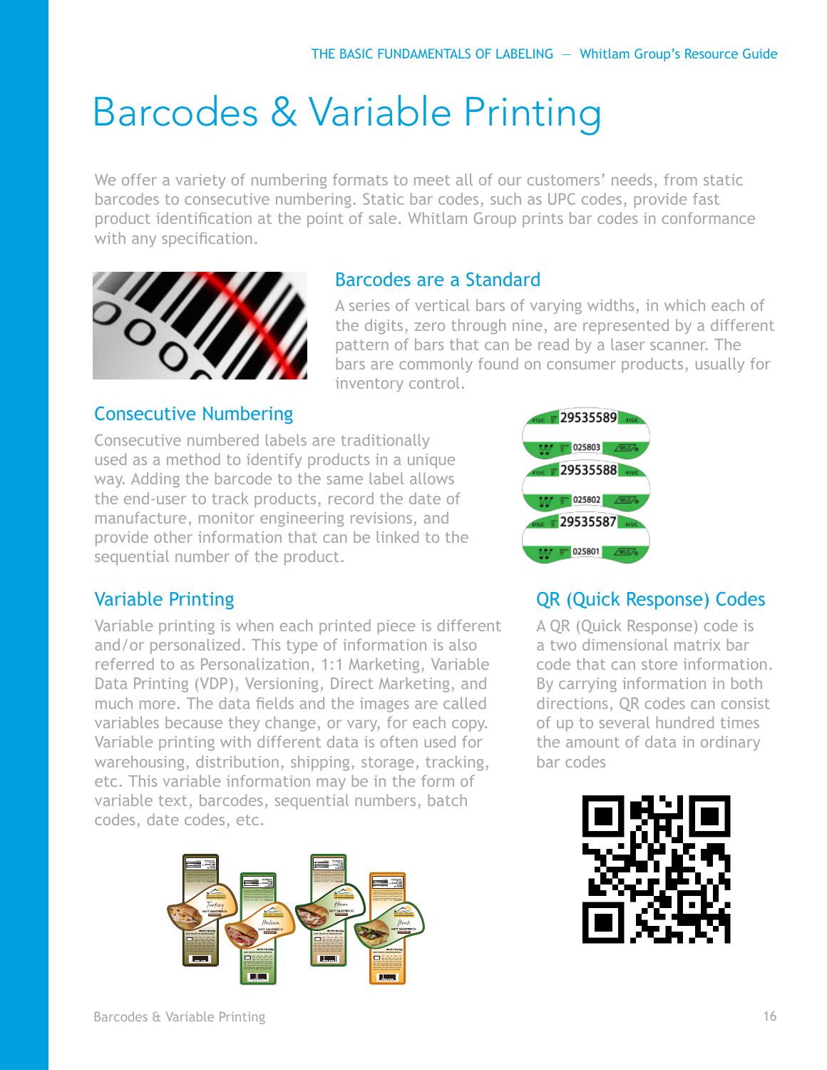# Barcodes & Variable Printing

We offer a variety of numbering formats to meet all of our customers' needs, from static barcodes to consecutive numbering. Static bar codes, such as UPC codes, provide fast product identification at the point of sale. Whitlam Group prints bar codes in conformance with any specification.

## Barcodes are a Standard

A series of vertical bars of varying widths, in which each of the digits, zero through nine, are represented by a different pattern of bars that can be read by a laser scanner. The bars are commonly found on consumer products, usually for inventory control.

## Consecutive Numbering

Consecutive numbered labels are traditionally used as a method to identify products in a unique way. Adding the barcode to the same label allows the end-user to track products, record the date of manufacture, monitor engineering revisions, and provide other information that can be linked to the sequential number of the product.

## Variable Printing

Variable printing is when each printed piece is different and/or personalized. This type of information is also referred to as Personalization, 1:1 Marketing, Variable Data Printing (VDP), Versioning, Direct Marketing, and much more. The data fields and the images are called variables because they change, or vary, for each copy. Variable printing with different data is often used for warehousing, distribution, shipping, storage, tracking, etc. This variable information may be in the form of variable text, barcodes, sequential numbers, batch codes, date codes, etc.

## QR (Quick Response) Codes

A QR (Quick Response) code is a two dimensional matrix bar code that can store information. By carrying information in both directions, QR codes can consist of up to several hundred times the amount of data in ordinary bar codes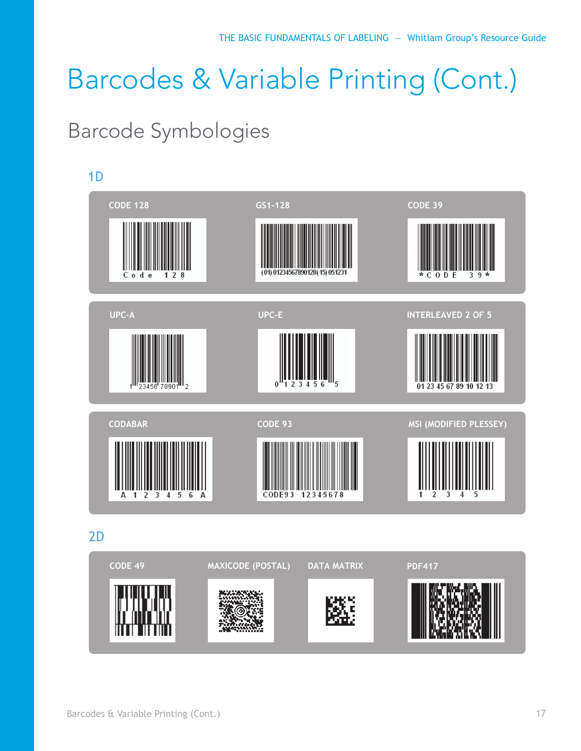# Barcodes & Variable Printing (Cont.)

## Barcode Symbologies

### 1D

CODE 128

Code 128

GS1-128

(01) 01234567890128 (15) 051231

CODE 39

*CODE 39*

UPC-A

1 23456 78901 2

UPC-E

0 123456 5

INTERLEAVED 2 OF 5

01 23 45 67 89 10 12 13

CODABAR

A 1 2 3 4 5 6 A

CODE 93

CODE93 12345678

MSI (MODIFIED PLESSEY)

1 2 3 4 5

### 2D

CODE 49

MAXICODE (POSTAL)

DATA MATRIX

PDF417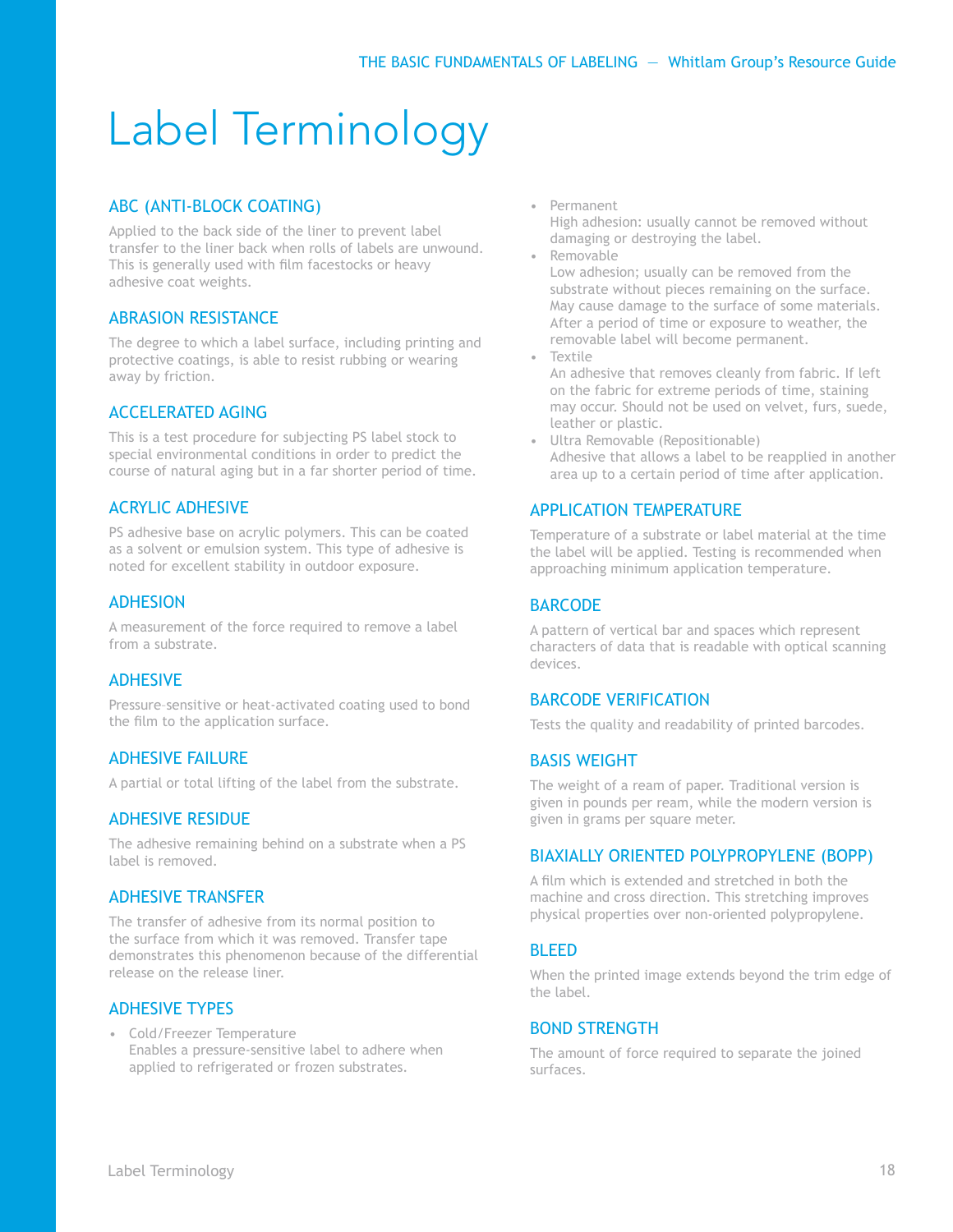# Label Terminology

## ABC (ANTI-BLOCK COATING)

Applied to the back side of the liner to prevent label transfer to the liner back when rolls of labels are unwound. This is generally used with film facestocks or heavy adhesive coat weights.

## ABRASION RESISTANCE

The degree to which a label surface, including printing and protective coatings, is able to resist rubbing or wearing away by friction.

## ACCELERATED AGING

This is a test procedure for subjecting PS label stock to special environmental conditions in order to predict the course of natural aging but in a far shorter period of time.

## ACRYLIC ADHESIVE

PS adhesive base on acrylic polymers. This can be coated as a solvent or emulsion system. This type of adhesive is noted for excellent stability in outdoor exposure.

## ADHESION

A measurement of the force required to remove a label from a substrate.

## ADHESIVE

Pressure-sensitive or heat-activated coating used to bond the film to the application surface.

## ADHESIVE FAILURE

A partial or total lifting of the label from the substrate.

## ADHESIVE RESIDUE

The adhesive remaining behind on a substrate when a PS label is removed.

## ADHESIVE TRANSFER

The transfer of adhesive from its normal position to the surface from which it was removed. Transfer tape demonstrates this phenomenon because of the differential release on the release liner.

## ADHESIVE TYPES

- Cold/Freezer Temperature
  Enables a pressure-sensitive label to adhere when applied to refrigerated or frozen substrates.
- Permanent
  High adhesion: usually cannot be removed without damaging or destroying the label.
- Removable
  Low adhesion; usually can be removed from the substrate without pieces remaining on the surface. May cause damage to the surface of some materials. After a period of time or exposure to weather, the removable label will become permanent.
- Textile
  An adhesive that removes cleanly from fabric. If left on the fabric for extreme periods of time, staining may occur. Should not be used on velvet, furs, suede, leather or plastic.
- Ultra Removable (Repositionable)
  Adhesive that allows a label to be reapplied in another area up to a certain period of time after application.

## APPLICATION TEMPERATURE

Temperature of a substrate or label material at the time the label will be applied. Testing is recommended when approaching minimum application temperature.

## BARCODE

A pattern of vertical bar and spaces which represent characters of data that is readable with optical scanning devices.

## BARCODE VERIFICATION

Tests the quality and readability of printed barcodes.

## BASIS WEIGHT

The weight of a ream of paper. Traditional version is given in pounds per ream, while the modern version is given in grams per square meter.

## BIAXIALLY ORIENTED POLYPROPYLENE (BOPP)

A film which is extended and stretched in both the machine and cross direction. This stretching improves physical properties over non-oriented polypropylene.

## BLEED

When the printed image extends beyond the trim edge of the label.

## BOND STRENGTH

The amount of force required to separate the joined surfaces.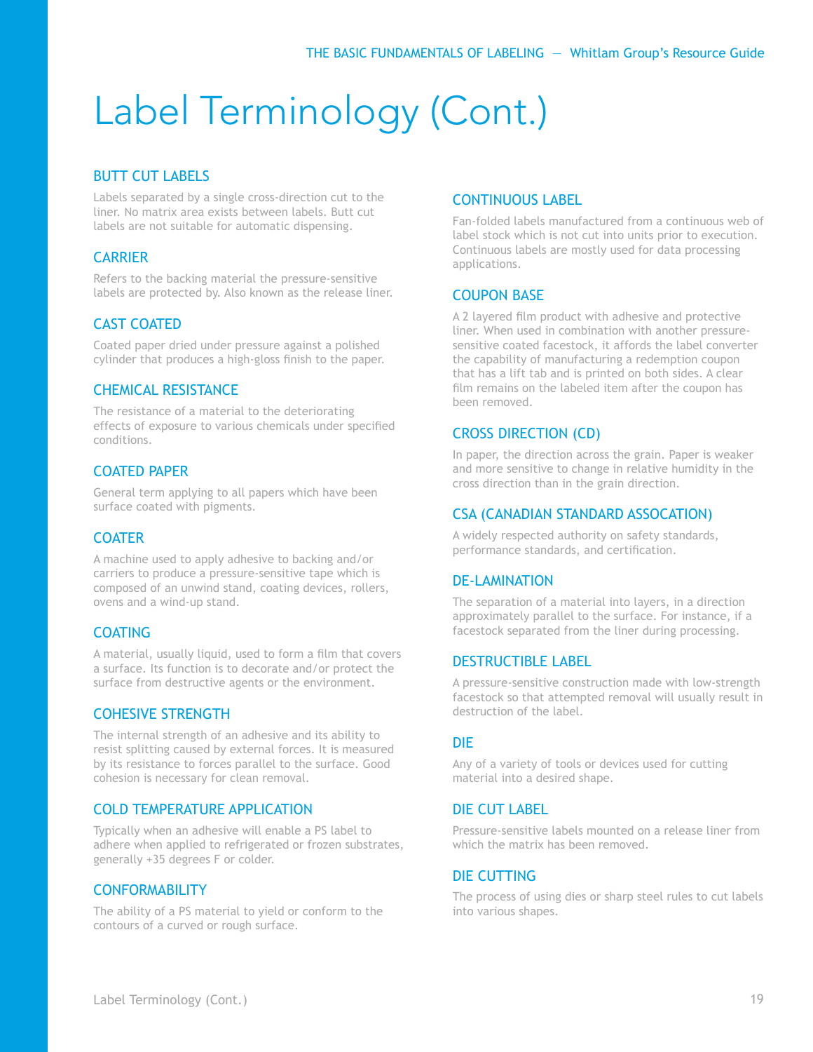# Label Terminology (Cont.)

## BUTT CUT LABELS

Labels separated by a single cross-direction cut to the liner. No matrix area exists between labels. Butt cut labels are not suitable for automatic dispensing.

## CARRIER

Refers to the backing material the pressure-sensitive labels are protected by. Also known as the release liner.

## CAST COATED

Coated paper dried under pressure against a polished cylinder that produces a high-gloss finish to the paper.

## CHEMICAL RESISTANCE

The resistance of a material to the deteriorating effects of exposure to various chemicals under specified conditions.

## COATED PAPER

General term applying to all papers which have been surface coated with pigments.

## COATER

A machine used to apply adhesive to backing and/or carriers to produce a pressure-sensitive tape which is composed of an unwind stand, coating devices, rollers, ovens and a wind-up stand.

## COATING

A material, usually liquid, used to form a film that covers a surface. Its function is to decorate and/or protect the surface from destructive agents or the environment.

## COHESIVE STRENGTH

The internal strength of an adhesive and its ability to resist splitting caused by external forces. It is measured by its resistance to forces parallel to the surface. Good cohesion is necessary for clean removal.

## COLD TEMPERATURE APPLICATION

Typically when an adhesive will enable a PS label to adhere when applied to refrigerated or frozen substrates, generally +35 degrees F or colder.

## CONFORMABILITY

The ability of a PS material to yield or conform to the contours of a curved or rough surface.

## CONTINUOUS LABEL

Fan-folded labels manufactured from a continuous web of label stock which is not cut into units prior to execution. Continuous labels are mostly used for data processing applications.

## COUPON BASE

A 2 layered film product with adhesive and protective liner. When used in combination with another pressure-sensitive coated facestock, it affords the label converter the capability of manufacturing a redemption coupon that has a lift tab and is printed on both sides. A clear film remains on the labeled item after the coupon has been removed.

## CROSS DIRECTION (CD)

In paper, the direction across the grain. Paper is weaker and more sensitive to change in relative humidity in the cross direction than in the grain direction.

## CSA (CANADIAN STANDARD ASSOCATION)

A widely respected authority on safety standards, performance standards, and certification.

## DE-LAMINATION

The separation of a material into layers, in a direction approximately parallel to the surface. For instance, if a facestock separated from the liner during processing.

## DESTRUCTIBLE LABEL

A pressure-sensitive construction made with low-strength facestock so that attempted removal will usually result in destruction of the label.

## DIE

Any of a variety of tools or devices used for cutting material into a desired shape.

## DIE CUT LABEL

Pressure-sensitive labels mounted on a release liner from which the matrix has been removed.

## DIE CUTTING

The process of using dies or sharp steel rules to cut labels into various shapes.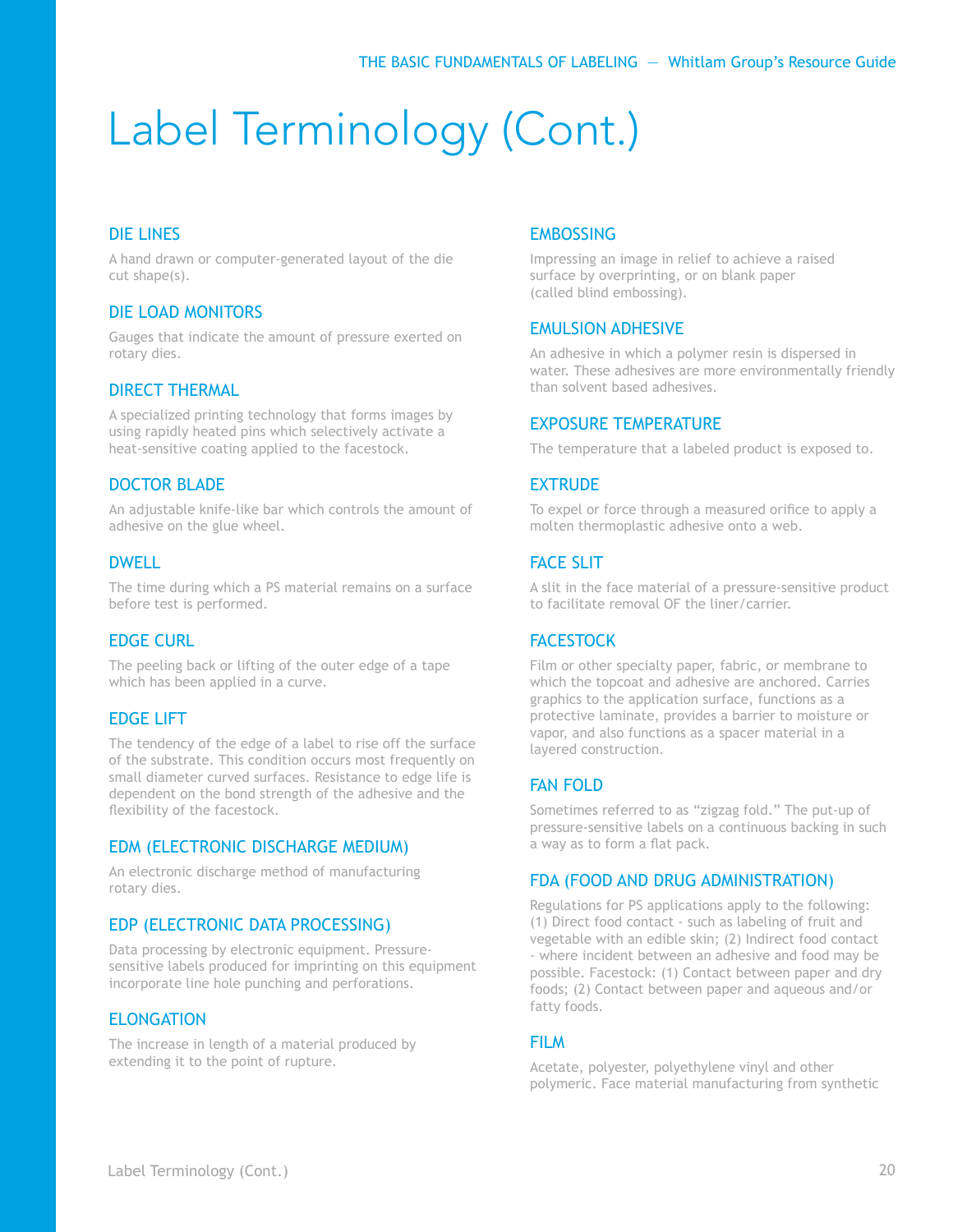# Label Terminology (Cont.)

### DIE LINES

A hand drawn or computer-generated layout of the die cut shape(s).

### DIE LOAD MONITORS

Gauges that indicate the amount of pressure exerted on rotary dies.

### DIRECT THERMAL

A specialized printing technology that forms images by using rapidly heated pins which selectively activate a heat-sensitive coating applied to the facestock.

### DOCTOR BLADE

An adjustable knife-like bar which controls the amount of adhesive on the glue wheel.

### DWELL

The time during which a PS material remains on a surface before test is performed.

### EDGE CURL

The peeling back or lifting of the outer edge of a tape which has been applied in a curve.

### EDGE LIFT

The tendency of the edge of a label to rise off the surface of the substrate. This condition occurs most frequently on small diameter curved surfaces. Resistance to edge life is dependent on the bond strength of the adhesive and the flexibility of the facestock.

### EDM (ELECTRONIC DISCHARGE MEDIUM)

An electronic discharge method of manufacturing rotary dies.

### EDP (ELECTRONIC DATA PROCESSING)

Data processing by electronic equipment. Pressure-sensitive labels produced for imprinting on this equipment incorporate line hole punching and perforations.

### ELONGATION

The increase in length of a material produced by extending it to the point of rupture.

### EMBOSSING

Impressing an image in relief to achieve a raised surface by overprinting, or on blank paper (called blind embossing).

### EMULSION ADHESIVE

An adhesive in which a polymer resin is dispersed in water. These adhesives are more environmentally friendly than solvent based adhesives.

### EXPOSURE TEMPERATURE

The temperature that a labeled product is exposed to.

### EXTRUDE

To expel or force through a measured orifice to apply a molten thermoplastic adhesive onto a web.

### FACE SLIT

A slit in the face material of a pressure-sensitive product to facilitate removal OF the liner/carrier.

### FACESTOCK

Film or other specialty paper, fabric, or membrane to which the topcoat and adhesive are anchored. Carries graphics to the application surface, functions as a protective laminate, provides a barrier to moisture or vapor, and also functions as a spacer material in a layered construction.

### FAN FOLD

Sometimes referred to as "zigzag fold." The put-up of pressure-sensitive labels on a continuous backing in such a way as to form a flat pack.

### FDA (FOOD AND DRUG ADMINISTRATION)

Regulations for PS applications apply to the following: (1) Direct food contact - such as labeling of fruit and vegetable with an edible skin; (2) Indirect food contact - where incident between an adhesive and food may be possible. Facestock: (1) Contact between paper and dry foods; (2) Contact between paper and aqueous and/or fatty foods.

### FILM

Acetate, polyester, polyethylene vinyl and other polymeric. Face material manufacturing from synthetic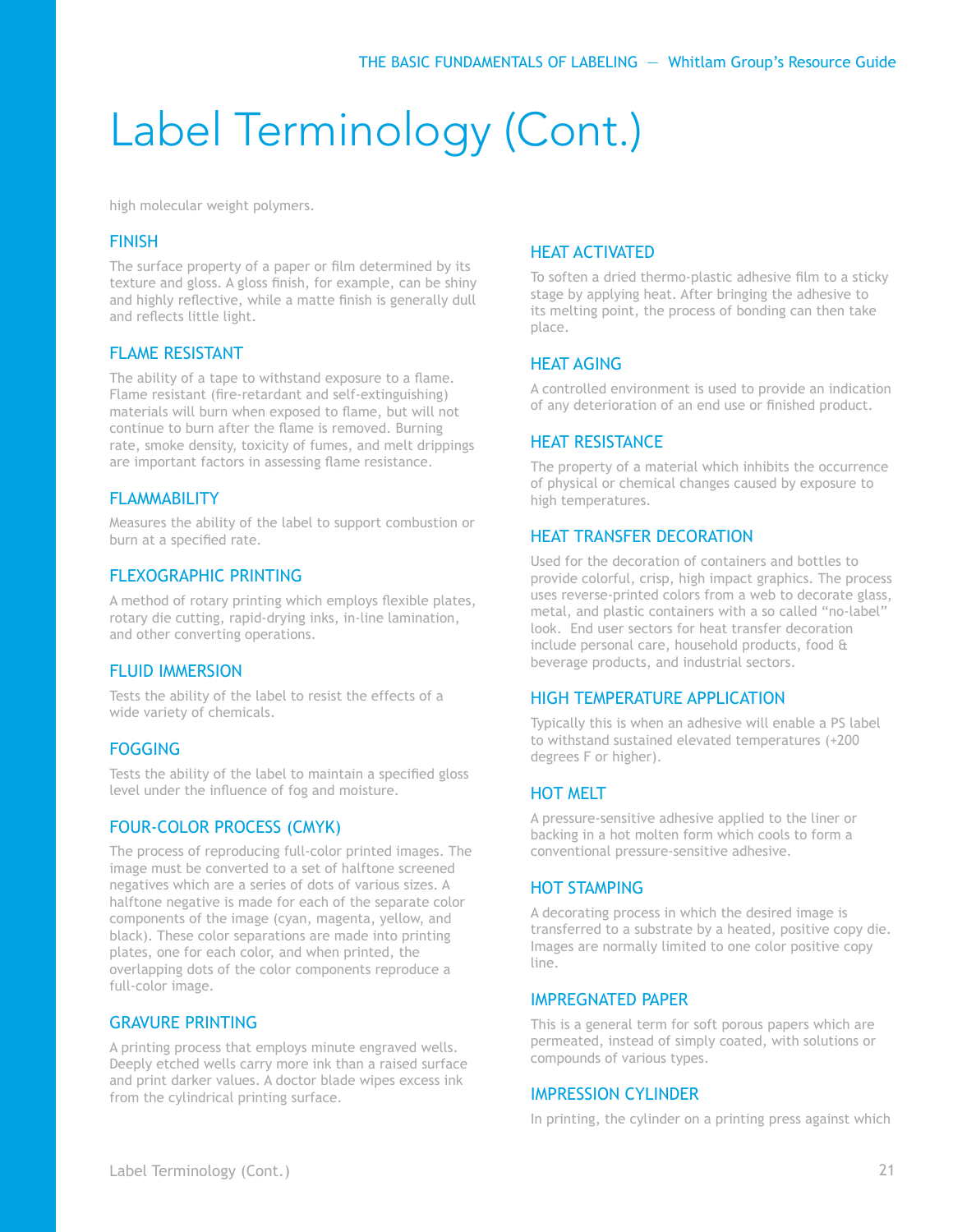# Label Terminology (Cont.)

high molecular weight polymers.

## FINISH

The surface property of a paper or film determined by its texture and gloss. A gloss finish, for example, can be shiny and highly reflective, while a matte finish is generally dull and reflects little light.

## FLAME RESISTANT

The ability of a tape to withstand exposure to a flame. Flame resistant (fire-retardant and self-extinguishing) materials will burn when exposed to flame, but will not continue to burn after the flame is removed. Burning rate, smoke density, toxicity of fumes, and melt drippings are important factors in assessing flame resistance.

## FLAMMABILITY

Measures the ability of the label to support combustion or burn at a specified rate.

## FLEXOGRAPHIC PRINTING

A method of rotary printing which employs flexible plates, rotary die cutting, rapid-drying inks, in-line lamination, and other converting operations.

## FLUID IMMERSION

Tests the ability of the label to resist the effects of a wide variety of chemicals.

## FOGGING

Tests the ability of the label to maintain a specified gloss level under the influence of fog and moisture.

## FOUR-COLOR PROCESS (CMYK)

The process of reproducing full-color printed images. The image must be converted to a set of halftone screened negatives which are a series of dots of various sizes. A halftone negative is made for each of the separate color components of the image (cyan, magenta, yellow, and black). These color separations are made into printing plates, one for each color, and when printed, the overlapping dots of the color components reproduce a full-color image.

## GRAVURE PRINTING

A printing process that employs minute engraved wells. Deeply etched wells carry more ink than a raised surface and print darker values. A doctor blade wipes excess ink from the cylindrical printing surface.

## HEAT ACTIVATED

To soften a dried thermo-plastic adhesive film to a sticky stage by applying heat. After bringing the adhesive to its melting point, the process of bonding can then take place.

## HEAT AGING

A controlled environment is used to provide an indication of any deterioration of an end use or finished product.

## HEAT RESISTANCE

The property of a material which inhibits the occurrence of physical or chemical changes caused by exposure to high temperatures.

## HEAT TRANSFER DECORATION

Used for the decoration of containers and bottles to provide colorful, crisp, high impact graphics. The process uses reverse-printed colors from a web to decorate glass, metal, and plastic containers with a so called "no-label" look. End user sectors for heat transfer decoration include personal care, household products, food & beverage products, and industrial sectors.

## HIGH TEMPERATURE APPLICATION

Typically this is when an adhesive will enable a PS label to withstand sustained elevated temperatures (+200 degrees F or higher).

## HOT MELT

A pressure-sensitive adhesive applied to the liner or backing in a hot molten form which cools to form a conventional pressure-sensitive adhesive.

## HOT STAMPING

A decorating process in which the desired image is transferred to a substrate by a heated, positive copy die. Images are normally limited to one color positive copy line.

## IMPREGNATED PAPER

This is a general term for soft porous papers which are permeated, instead of simply coated, with solutions or compounds of various types.

## IMPRESSION CYLINDER

In printing, the cylinder on a printing press against which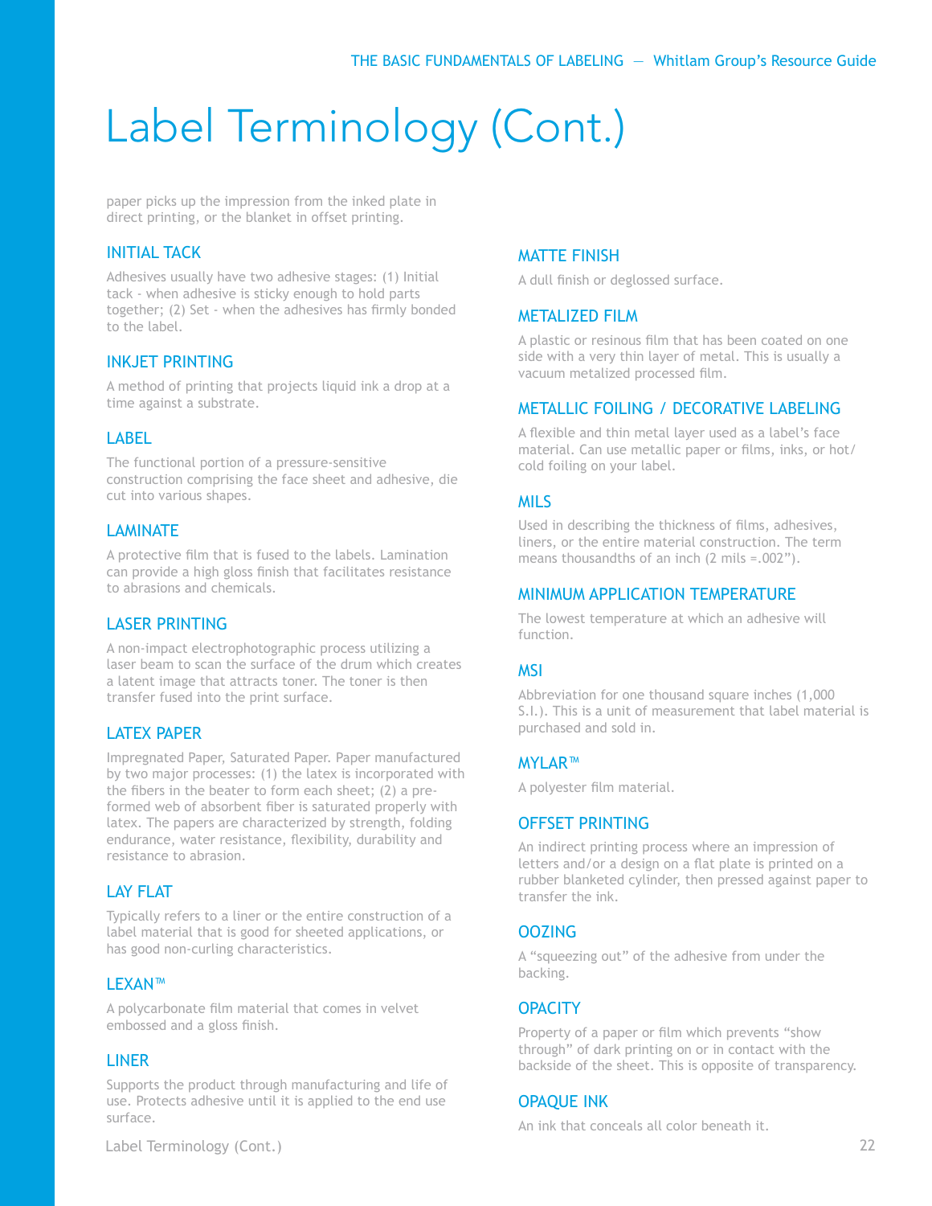# Label Terminology (Cont.)

paper picks up the impression from the inked plate in direct printing, or the blanket in offset printing.

### INITIAL TACK

Adhesives usually have two adhesive stages: (1) Initial tack - when adhesive is sticky enough to hold parts together; (2) Set - when the adhesives has firmly bonded to the label.

### INKJET PRINTING

A method of printing that projects liquid ink a drop at a time against a substrate.

### LABEL

The functional portion of a pressure-sensitive construction comprising the face sheet and adhesive, die cut into various shapes.

### LAMINATE

A protective film that is fused to the labels. Lamination can provide a high gloss finish that facilitates resistance to abrasions and chemicals.

### LASER PRINTING

A non-impact electrophotographic process utilizing a laser beam to scan the surface of the drum which creates a latent image that attracts toner. The toner is then transfer fused into the print surface.

### LATEX PAPER

Impregnated Paper, Saturated Paper. Paper manufactured by two major processes: (1) the latex is incorporated with the fibers in the beater to form each sheet; (2) a pre-formed web of absorbent fiber is saturated properly with latex. The papers are characterized by strength, folding endurance, water resistance, flexibility, durability and resistance to abrasion.

### LAY FLAT

Typically refers to a liner or the entire construction of a label material that is good for sheeted applications, or has good non-curling characteristics.

### LEXAN™

A polycarbonate film material that comes in velvet embossed and a gloss finish.

### LINER

Supports the product through manufacturing and life of use. Protects adhesive until it is applied to the end use surface.

### MATTE FINISH

A dull finish or deglossed surface.

### METALIZED FILM

A plastic or resinous film that has been coated on one side with a very thin layer of metal. This is usually a vacuum metalized processed film.

### METALLIC FOILING / DECORATIVE LABELING

A flexible and thin metal layer used as a label's face material. Can use metallic paper or films, inks, or hot/cold foiling on your label.

### MILS

Used in describing the thickness of films, adhesives, liners, or the entire material construction. The term means thousandths of an inch (2 mils =.002").

### MINIMUM APPLICATION TEMPERATURE

The lowest temperature at which an adhesive will function.

### MSI

Abbreviation for one thousand square inches (1,000 S.I.). This is a unit of measurement that label material is purchased and sold in.

### MYLAR™

A polyester film material.

### OFFSET PRINTING

An indirect printing process where an impression of letters and/or a design on a flat plate is printed on a rubber blanketed cylinder, then pressed against paper to transfer the ink.

### OOZING

A "squeezing out" of the adhesive from under the backing.

### OPACITY

Property of a paper or film which prevents "show through" of dark printing on or in contact with the backside of the sheet. This is opposite of transparency.

### OPAQUE INK

An ink that conceals all color beneath it.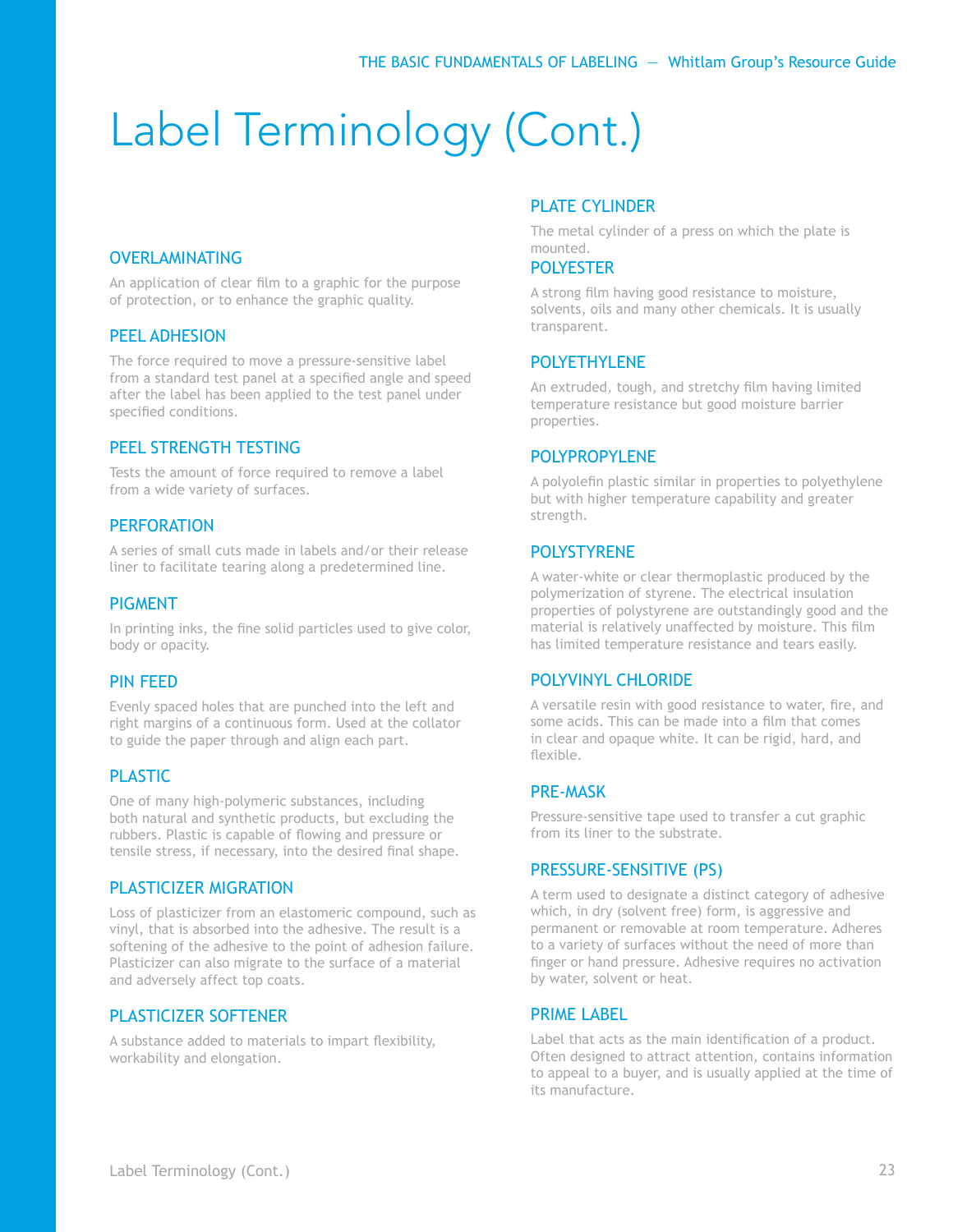# Label Terminology (Cont.)

### OVERLAMINATING

An application of clear film to a graphic for the purpose of protection, or to enhance the graphic quality.

### PEEL ADHESION

The force required to move a pressure-sensitive label from a standard test panel at a specified angle and speed after the label has been applied to the test panel under specified conditions.

### PEEL STRENGTH TESTING

Tests the amount of force required to remove a label from a wide variety of surfaces.

### PERFORATION

A series of small cuts made in labels and/or their release liner to facilitate tearing along a predetermined line.

### PIGMENT

In printing inks, the fine solid particles used to give color, body or opacity.

### PIN FEED

Evenly spaced holes that are punched into the left and right margins of a continuous form. Used at the collator to guide the paper through and align each part.

### PLASTIC

One of many high-polymeric substances, including both natural and synthetic products, but excluding the rubbers. Plastic is capable of flowing and pressure or tensile stress, if necessary, into the desired final shape.

### PLASTICIZER MIGRATION

Loss of plasticizer from an elastomeric compound, such as vinyl, that is absorbed into the adhesive. The result is a softening of the adhesive to the point of adhesion failure. Plasticizer can also migrate to the surface of a material and adversely affect top coats.

### PLASTICIZER SOFTENER

A substance added to materials to impart flexibility, workability and elongation.

### PLATE CYLINDER

The metal cylinder of a press on which the plate is mounted.

### POLYESTER

A strong film having good resistance to moisture, solvents, oils and many other chemicals. It is usually transparent.

### POLYETHYLENE

An extruded, tough, and stretchy film having limited temperature resistance but good moisture barrier properties.

### POLYPROPYLENE

A polyolefin plastic similar in properties to polyethylene but with higher temperature capability and greater strength.

### POLYSTYRENE

A water-white or clear thermoplastic produced by the polymerization of styrene. The electrical insulation properties of polystyrene are outstandingly good and the material is relatively unaffected by moisture. This film has limited temperature resistance and tears easily.

### POLYVINYL CHLORIDE

A versatile resin with good resistance to water, fire, and some acids. This can be made into a film that comes in clear and opaque white. It can be rigid, hard, and flexible.

### PRE-MASK

Pressure-sensitive tape used to transfer a cut graphic from its liner to the substrate.

### PRESSURE-SENSITIVE (PS)

A term used to designate a distinct category of adhesive which, in dry (solvent free) form, is aggressive and permanent or removable at room temperature. Adheres to a variety of surfaces without the need of more than finger or hand pressure. Adhesive requires no activation by water, solvent or heat.

### PRIME LABEL

Label that acts as the main identification of a product. Often designed to attract attention, contains information to appeal to a buyer, and is usually applied at the time of its manufacture.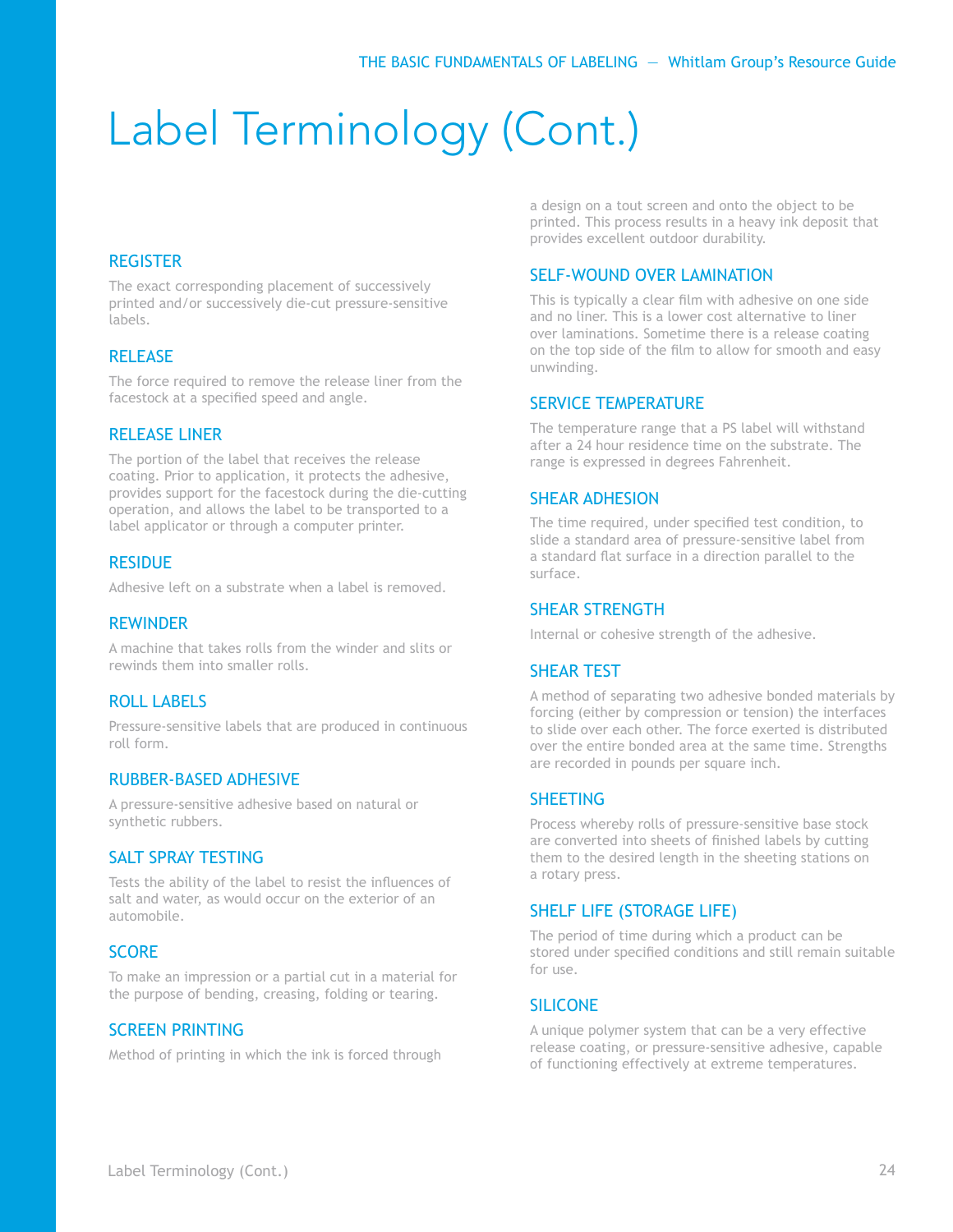# Label Terminology (Cont.)

### REGISTER

The exact corresponding placement of successively printed and/or successively die-cut pressure-sensitive labels.

### RELEASE

The force required to remove the release liner from the facestock at a specified speed and angle.

### RELEASE LINER

The portion of the label that receives the release coating. Prior to application, it protects the adhesive, provides support for the facestock during the die-cutting operation, and allows the label to be transported to a label applicator or through a computer printer.

### RESIDUE

Adhesive left on a substrate when a label is removed.

### REWINDER

A machine that takes rolls from the winder and slits or rewinds them into smaller rolls.

### ROLL LABELS

Pressure-sensitive labels that are produced in continuous roll form.

### RUBBER-BASED ADHESIVE

A pressure-sensitive adhesive based on natural or synthetic rubbers.

### SALT SPRAY TESTING

Tests the ability of the label to resist the influences of salt and water, as would occur on the exterior of an automobile.

### SCORE

To make an impression or a partial cut in a material for the purpose of bending, creasing, folding or tearing.

### SCREEN PRINTING

Method of printing in which the ink is forced through a design on a tout screen and onto the object to be printed. This process results in a heavy ink deposit that provides excellent outdoor durability.

### SELF-WOUND OVER LAMINATION

This is typically a clear film with adhesive on one side and no liner. This is a lower cost alternative to liner over laminations. Sometime there is a release coating on the top side of the film to allow for smooth and easy unwinding.

### SERVICE TEMPERATURE

The temperature range that a PS label will withstand after a 24 hour residence time on the substrate. The range is expressed in degrees Fahrenheit.

### SHEAR ADHESION

The time required, under specified test condition, to slide a standard area of pressure-sensitive label from a standard flat surface in a direction parallel to the surface.

### SHEAR STRENGTH

Internal or cohesive strength of the adhesive.

### SHEAR TEST

A method of separating two adhesive bonded materials by forcing (either by compression or tension) the interfaces to slide over each other. The force exerted is distributed over the entire bonded area at the same time. Strengths are recorded in pounds per square inch.

### SHEETING

Process whereby rolls of pressure-sensitive base stock are converted into sheets of finished labels by cutting them to the desired length in the sheeting stations on a rotary press.

### SHELF LIFE (STORAGE LIFE)

The period of time during which a product can be stored under specified conditions and still remain suitable for use.

### SILICONE

A unique polymer system that can be a very effective release coating, or pressure-sensitive adhesive, capable of functioning effectively at extreme temperatures.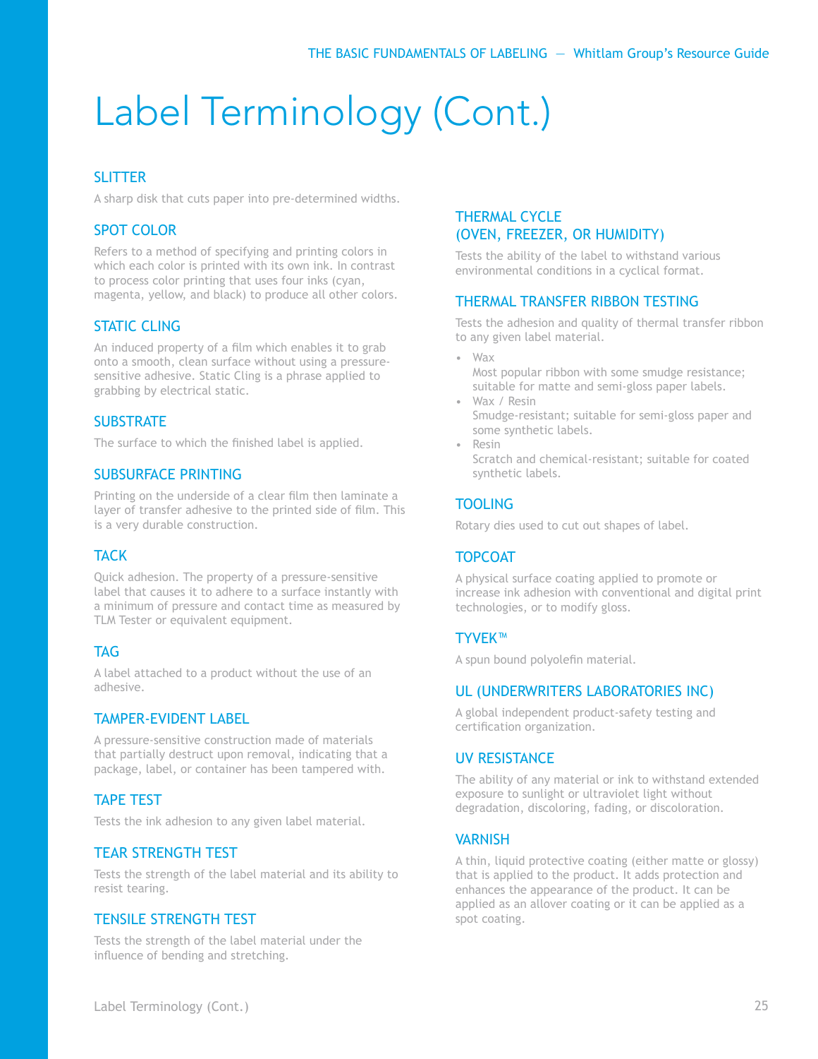# Label Terminology (Cont.)

### SLITTER

A sharp disk that cuts paper into pre-determined widths.

### SPOT COLOR

Refers to a method of specifying and printing colors in which each color is printed with its own ink. In contrast to process color printing that uses four inks (cyan, magenta, yellow, and black) to produce all other colors.

### STATIC CLING

An induced property of a film which enables it to grab onto a smooth, clean surface without using a pressure-sensitive adhesive. Static Cling is a phrase applied to grabbing by electrical static.

### SUBSTRATE

The surface to which the finished label is applied.

### SUBSURFACE PRINTING

Printing on the underside of a clear film then laminate a layer of transfer adhesive to the printed side of film. This is a very durable construction.

### TACK

Quick adhesion. The property of a pressure-sensitive label that causes it to adhere to a surface instantly with a minimum of pressure and contact time as measured by TLM Tester or equivalent equipment.

### TAG

A label attached to a product without the use of an adhesive.

### TAMPER-EVIDENT LABEL

A pressure-sensitive construction made of materials that partially destruct upon removal, indicating that a package, label, or container has been tampered with.

### TAPE TEST

Tests the ink adhesion to any given label material.

### TEAR STRENGTH TEST

Tests the strength of the label material and its ability to resist tearing.

### TENSILE STRENGTH TEST

Tests the strength of the label material under the influence of bending and stretching.

### THERMAL CYCLE (OVEN, FREEZER, OR HUMIDITY)

Tests the ability of the label to withstand various environmental conditions in a cyclical format.

### THERMAL TRANSFER RIBBON TESTING

Tests the adhesion and quality of thermal transfer ribbon to any given label material.

- Wax
  Most popular ribbon with some smudge resistance; suitable for matte and semi-gloss paper labels.
- Wax / Resin
  Smudge-resistant; suitable for semi-gloss paper and some synthetic labels.
- Resin
  Scratch and chemical-resistant; suitable for coated synthetic labels.

### TOOLING

Rotary dies used to cut out shapes of label.

### TOPCOAT

A physical surface coating applied to promote or increase ink adhesion with conventional and digital print technologies, or to modify gloss.

### TYVEK™

A spun bound polyolefin material.

### UL (UNDERWRITERS LABORATORIES INC)

A global independent product-safety testing and certification organization.

### UV RESISTANCE

The ability of any material or ink to withstand extended exposure to sunlight or ultraviolet light without degradation, discoloring, fading, or discoloration.

### VARNISH

A thin, liquid protective coating (either matte or glossy) that is applied to the product. It adds protection and enhances the appearance of the product. It can be applied as an allover coating or it can be applied as a spot coating.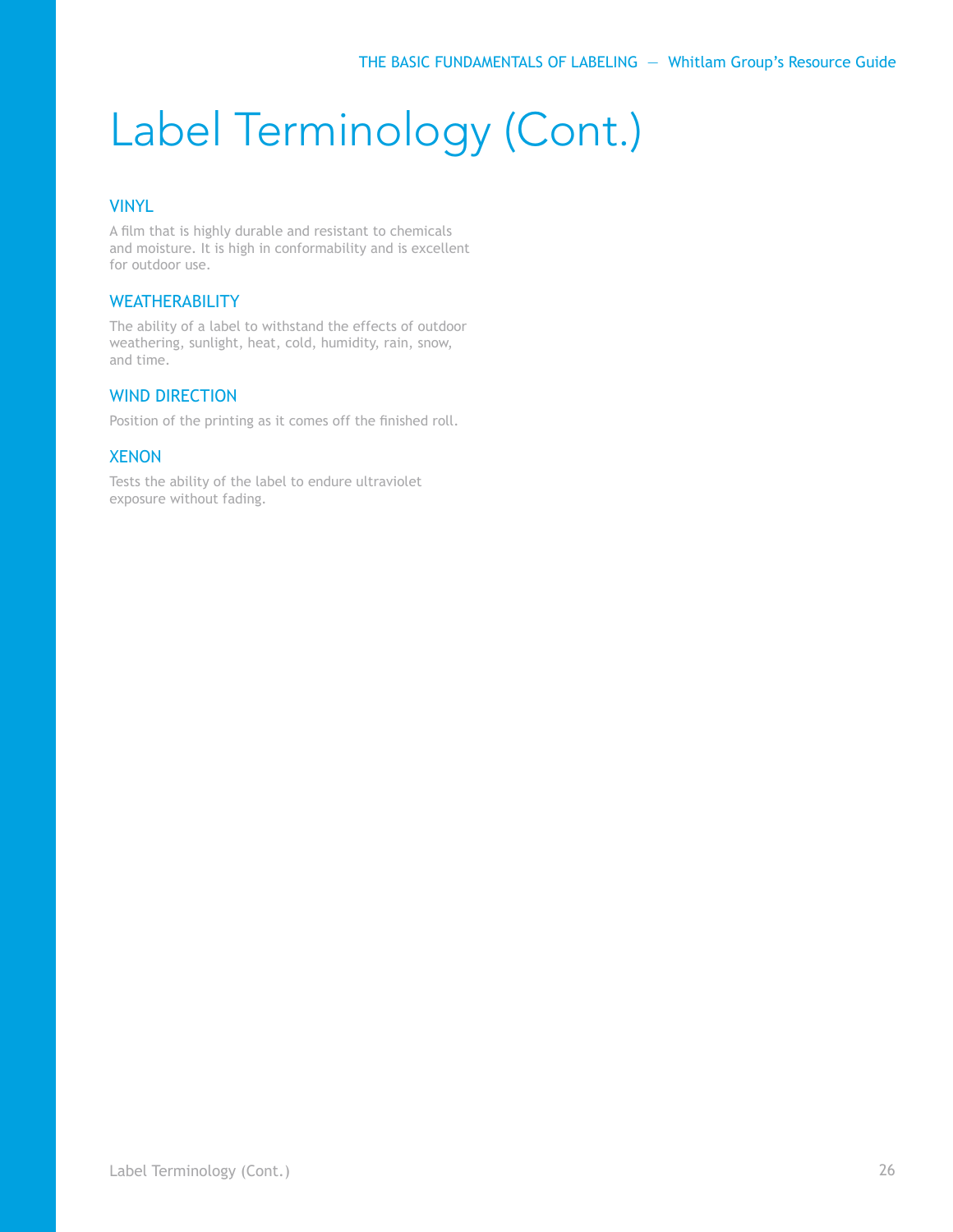# Label Terminology (Cont.)

### VINYL

A film that is highly durable and resistant to chemicals and moisture. It is high in conformability and is excellent for outdoor use.

### WEATHERABILITY

The ability of a label to withstand the effects of outdoor weathering, sunlight, heat, cold, humidity, rain, snow, and time.

### WIND DIRECTION

Position of the printing as it comes off the finished roll.

### XENON

Tests the ability of the label to endure ultraviolet exposure without fading.